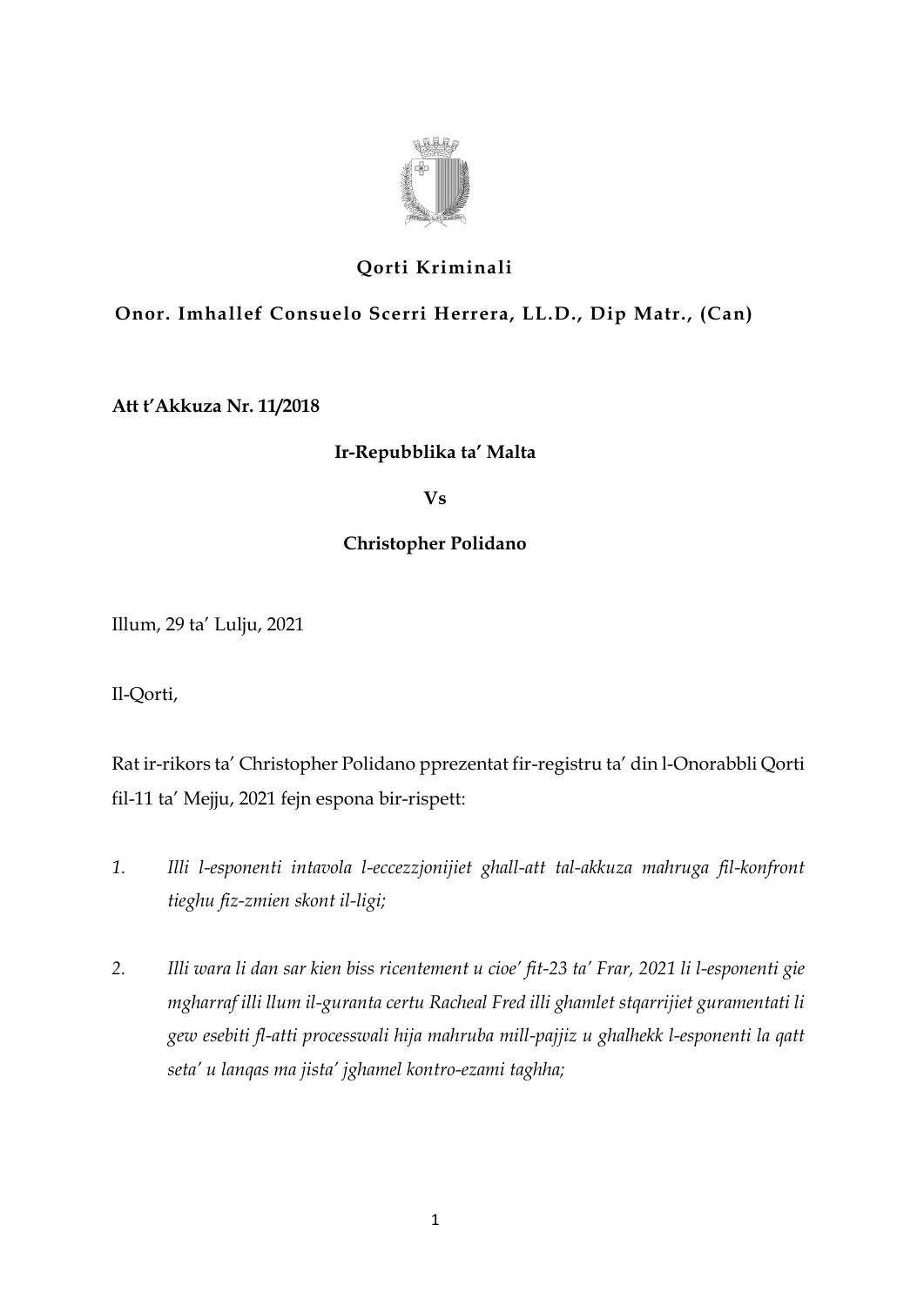**Qorti Kriminali**

**Onor. Imhallef Consuelo Scerri Herrera, LL.D., Dip Matr., (Can)**

**Att t'Akkuza Nr. 11/2018**

**Ir-Repubblika ta' Malta**

**Vs**

**Christopher Polidano**

Illum, 29 ta' Lulju, 2021

Il-Qorti,

Rat ir-rikors ta' Christopher Polidano pprezentat fir-registru ta' din l-Onorabbli Qorti fil-11 ta' Mejju, 2021 fejn espona bir-rispett:

1. *Illi l-esponenti intavola l-eccezzjonijiet ghall-att tal-akkuza mahruga fil-konfront tieghu fiz-zmien skont il-ligi;*

2. *Illi wara li dan sar kien biss ricentement u cioe' fit-23 ta' Frar, 2021 li l-esponenti gie mgharraf illi llum il-guranta certu Racheal Fred illi ghamlet stqarrijiet guramentati li gew esebiti fl-atti processwali hija mahruba mill-pajjiz u ghalhekk l-esponenti la qatt seta' u lanqas ma jista' jghamel kontro-ezami taghha;*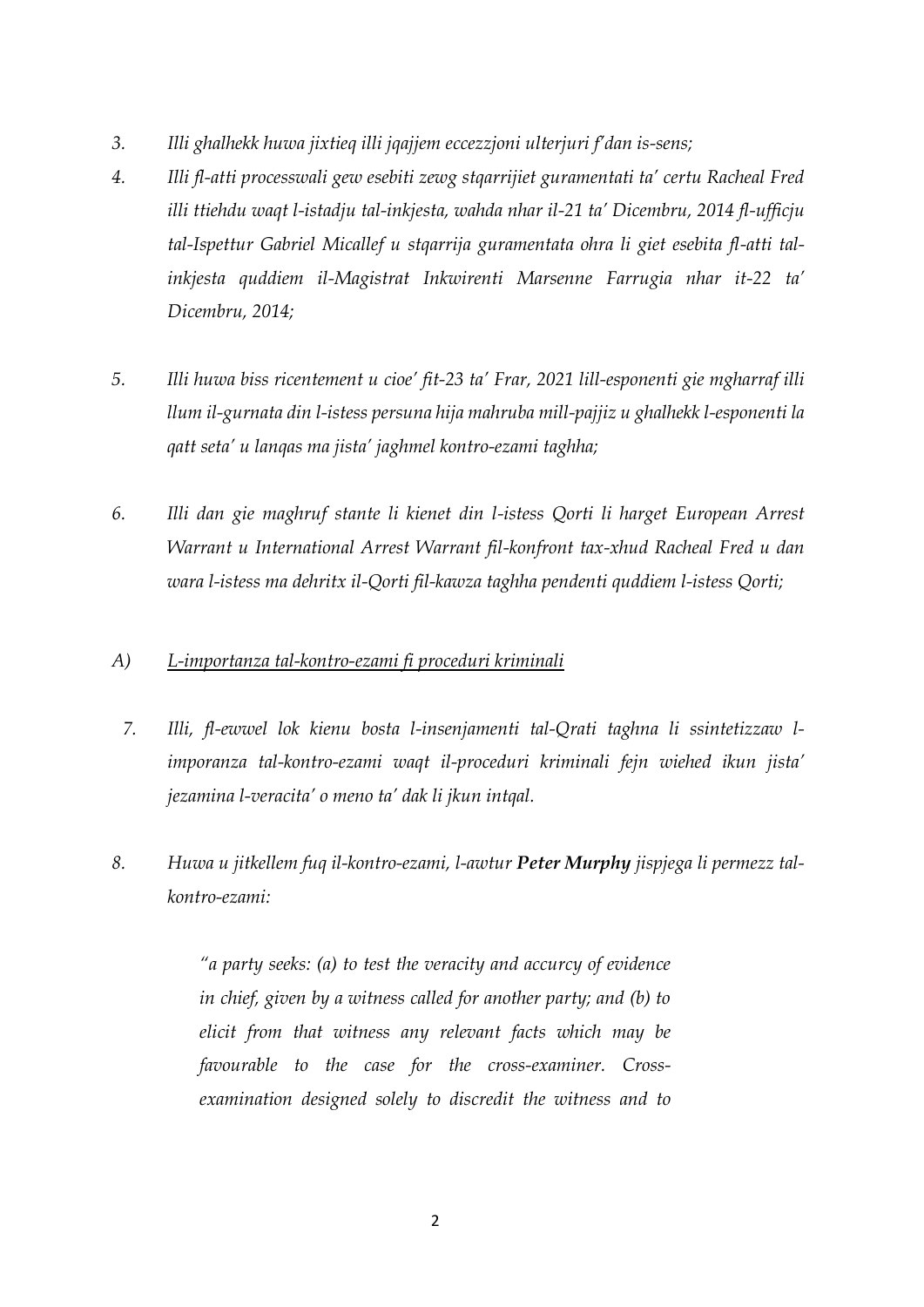3. *Illi ghalhekk huwa jixtieq illi jqajjem eccezzjoni ulterjuri f'dan is-sens;*

4. *Illi fl-atti processwali gew esebiti zewg stqarrijiet guramentati ta' certu Racheal Fred illi ttiehdu waqt l-istadju tal-inkjesta, wahda nhar il-21 ta' Dicembru, 2014 fl-ufficju tal-Ispettur Gabriel Micallef u stqarrija guramentata ohra li giet esebita fl-atti tal-inkjesta quddiem il-Magistrat Inkwirenti Marsenne Farrugia nhar it-22 ta' Dicembru, 2014;*

5. *Illi huwa biss ricentement u cioe' fit-23 ta' Frar, 2021 lill-esponenti gie mgharraf illi llum il-gurnata din l-istess persuna hija mahruba mill-pajjiz u ghalhekk l-esponenti la qatt seta' u lanqas ma jista' jaghmel kontro-ezami taghha;*

6. *Illi dan gie maghruf stante li kienet din l-istess Qorti li harget European Arrest Warrant u International Arrest Warrant fil-konfront tax-xhud Racheal Fred u dan wara l-istess ma dehritx il-Qorti fil-kawza taghha pendenti quddiem l-istess Qorti;*

A) *<u>L-importanza tal-kontro-ezami fi proceduri kriminali</u>*

7. *Illi, fl-ewwel lok kienu bosta l-insenjamenti tal-Qrati taghna li ssintetizzaw l-imporanza tal-kontro-ezami waqt il-proceduri kriminali fejn wiehed ikun jista' jezamina l-veracita' o meno ta' dak li jkun intqal.*

8. *Huwa u jitkellem fuq il-kontro-ezami, l-awtur **Peter Murphy** jispjega li permezz tal-kontro-ezami:*

> *"a party seeks: (a) to test the veracity and accurcy of evidence in chief, given by a witness called for another party; and (b) to elicit from that witness any relevant facts which may be favourable to the case for the cross-examiner. Cross-examination designed solely to discredit the witness and to*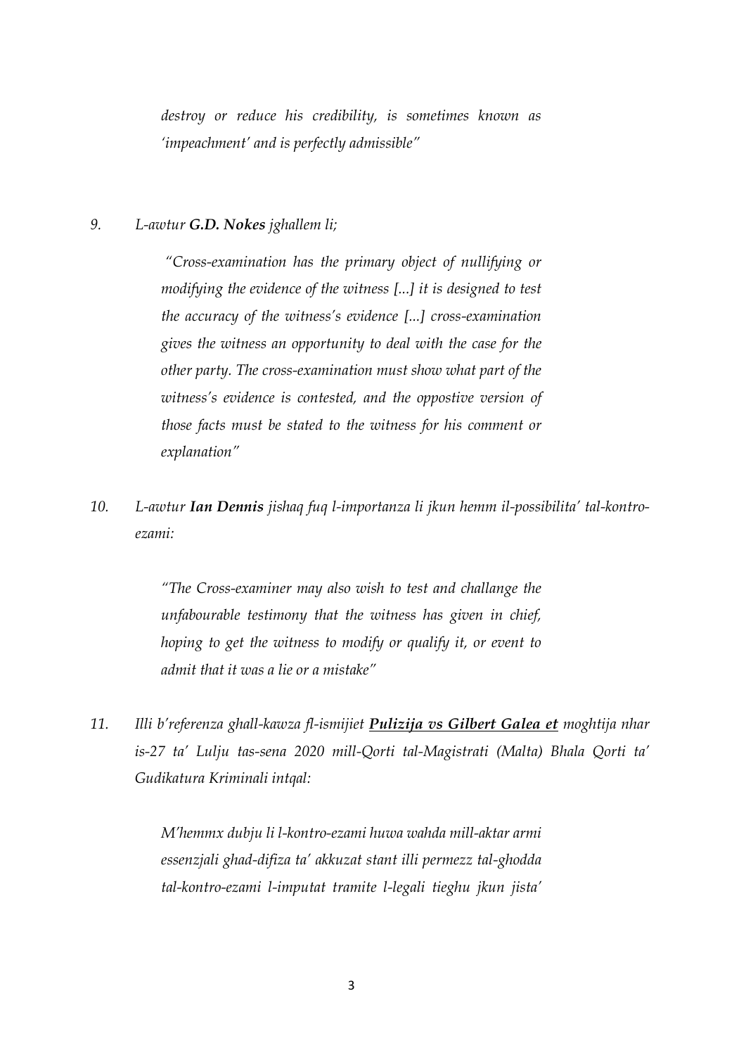*destroy or reduce his credibility, is sometimes known as 'impeachment' and is perfectly admissible"*

9. *L-awtur **G.D. Nokes** jghallem li;*

   *"Cross-examination has the primary object of nullifying or modifying the evidence of the witness [...] it is designed to test the accuracy of the witness's evidence [...] cross-examination gives the witness an opportunity to deal with the case for the other party. The cross-examination must show what part of the witness's evidence is contested, and the oppostive version of those facts must be stated to the witness for his comment or explanation"*

10. *L-awtur **Ian Dennis** jishaq fuq l-importanza li jkun hemm il-possibilita' tal-kontro-ezami:*

    *"The Cross-examiner may also wish to test and challange the unfabourable testimony that the witness has given in chief, hoping to get the witness to modify or qualify it, or event to admit that it was a lie or a mistake"*

11. *Illi b'referenza ghall-kawza fl-ismijiet **Pulizija vs Gilbert Galea et** moghtija nhar is-27 ta' Lulju tas-sena 2020 mill-Qorti tal-Magistrati (Malta) Bhala Qorti ta' Gudikatura Kriminali intqal:*

    *M'hemmx dubju li l-kontro-ezami huwa wahda mill-aktar armi essenzjali ghad-difiza ta' akkuzat stant illi permezz tal-ghodda tal-kontro-ezami l-imputat tramite l-legali tieghu jkun jista'*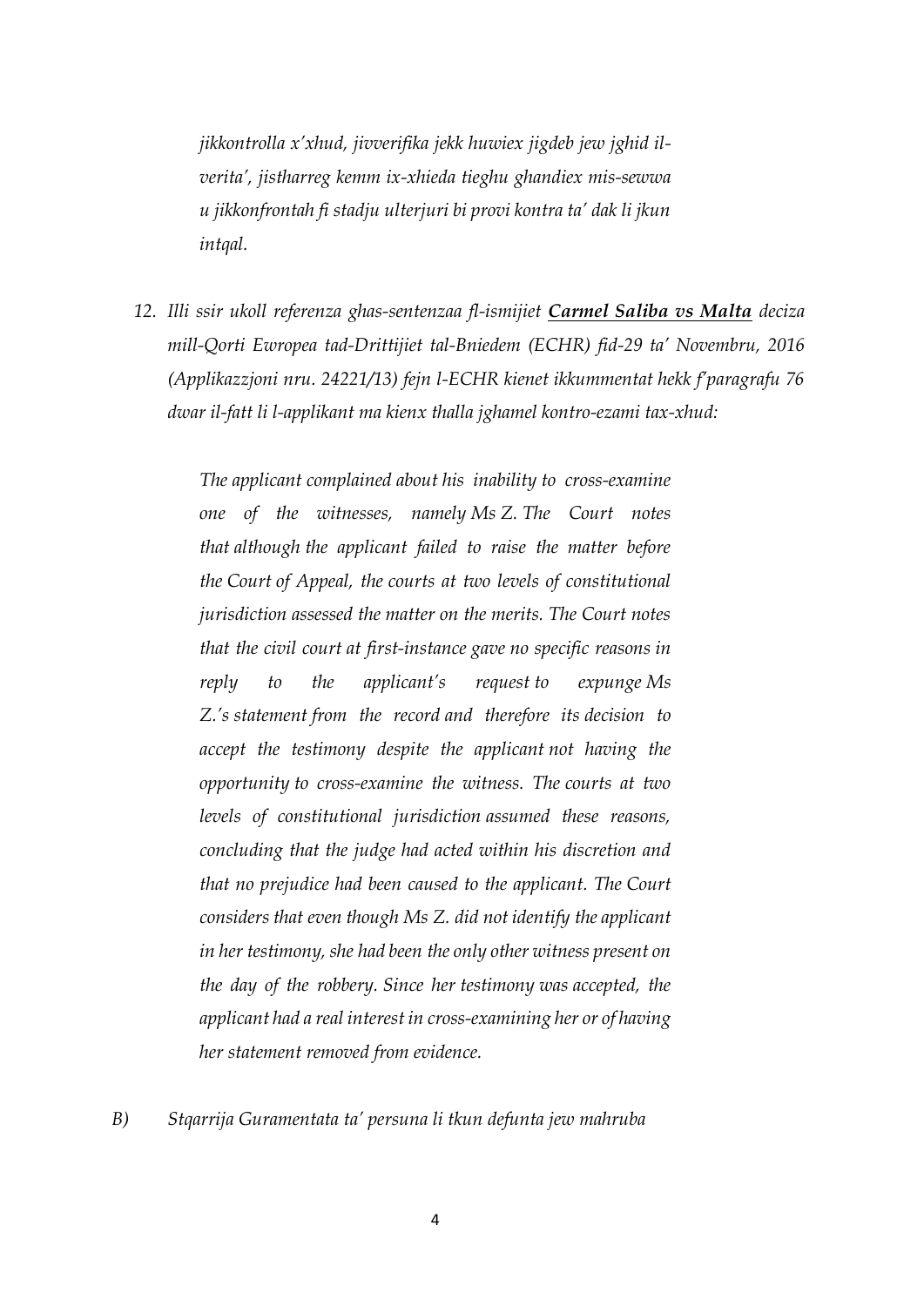*jikkontrolla x'xhud, jivverifika jekk huwiex jigdeb jew jghid il-verita', jistharreg kemm ix-xhieda tieghu ghandiex mis-sewwa u jikkonfrontah fi stadju ulterjuri bi provi kontra ta' dak li jkun intqal.*

12. *Illi ssir ukoll referenza ghas-sentenzaa fl-ismijiet* ***Carmel Saliba vs Malta*** *deciza mill-Qorti Ewropea tad-Drittijiet tal-Bniedem (ECHR) fid-29 ta' Novembru, 2016 (Applikazzjoni nru. 24221/13) fejn l-ECHR kienet ikkummentat hekk f'paragrafu 76 dwar il-fatt li l-applikant ma kienx thalla jghamel kontro-ezami tax-xhud:*

*The applicant complained about his inability to cross-examine one of the witnesses, namely Ms Z. The Court notes that although the applicant failed to raise the matter before the Court of Appeal, the courts at two levels of constitutional jurisdiction assessed the matter on the merits. The Court notes that the civil court at first-instance gave no specific reasons in reply to the applicant's request to expunge Ms Z.'s statement from the record and therefore its decision to accept the testimony despite the applicant not having the opportunity to cross-examine the witness. The courts at two levels of constitutional jurisdiction assumed these reasons, concluding that the judge had acted within his discretion and that no prejudice had been caused to the applicant. The Court considers that even though Ms Z. did not identify the applicant in her testimony, she had been the only other witness present on the day of the robbery. Since her testimony was accepted, the applicant had a real interest in cross-examining her or of having her statement removed from evidence.*

B) *Stqarrija Guramentata ta' persuna li tkun defunta jew mahruba*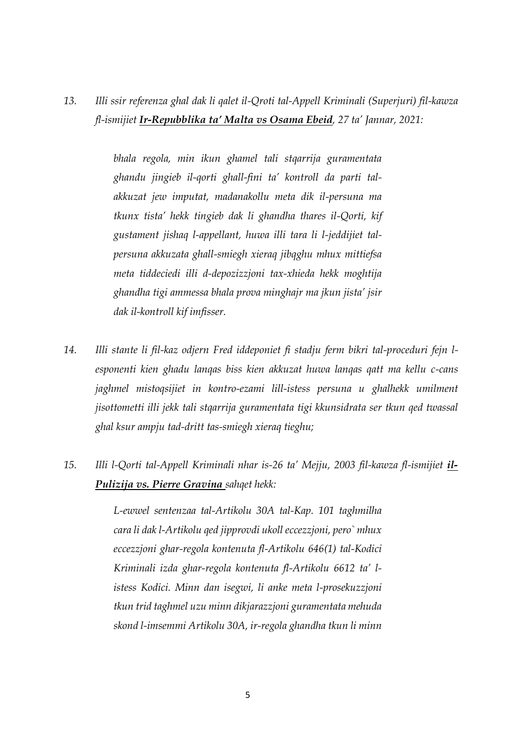*13. Illi ssir referenza ghal dak li qalet il-Qroti tal-Appell Kriminali (Superjuri) fil-kawza fl-ismijiet **Ir-Repubblika ta' Malta vs Osama Ebeid**, 27 ta' Jannar, 2021:*

> *bhala regola, min ikun ghamel tali stqarrija guramentata ghandu jingieb il-qorti ghall-fini ta' kontroll da parti tal-akkuzat jew imputat, madanakollu meta dik il-persuna ma tkunx tista' hekk tingieb dak li ghandha thares il-Qorti, kif gustament jishaq l-appellant, huwa illi tara li l-jeddijiet tal-persuna akkuzata ghall-smiegh xieraq jibqghu mhux mittiefsa meta tiddeciedi illi d-depozizzjoni tax-xhieda hekk moghtija ghandha tigi ammessa bhala prova minghajr ma jkun jista' jsir dak il-kontroll kif imfisser.*

*14. Illi stante li fil-kaz odjern Fred iddeponiet fi stadju ferm bikri tal-proceduri fejn l-esponenti kien ghadu lanqas biss kien akkuzat huwa lanqas qatt ma kellu c-cans jaghmel mistoqsijiet in kontro-ezami lill-istess persuna u ghalhekk umilment jisottometti illi jekk tali stqarrija guramentata tigi kkunsidrata ser tkun qed twassal ghal ksur ampju tad-dritt tas-smiegh xieraq tieghu;*

*15. Illi l-Qorti tal-Appell Kriminali nhar is-26 ta' Mejju, 2003 fil-kawza fl-ismijiet **il-Pulizija vs. Pierre Gravina** sahqet hekk:*

> *L-ewwel sentenzaa tal-Artikolu 30A tal-Kap. 101 taghmilha cara li dak l-Artikolu qed jipprovdi ukoll eccezzjoni, pero` mhux eccezzjoni ghar-regola kontenuta fl-Artikolu 646(1) tal-Kodici Kriminali izda ghar-regola kontenuta fl-Artikolu 6612 ta' l-istess Kodici. Minn dan isegwi, li anke meta l-prosekuzzjoni tkun trid taghmel uzu minn dikjarazzjoni guramentata mehuda skond l-imsemmi Artikolu 30A, ir-regola ghandha tkun li minn*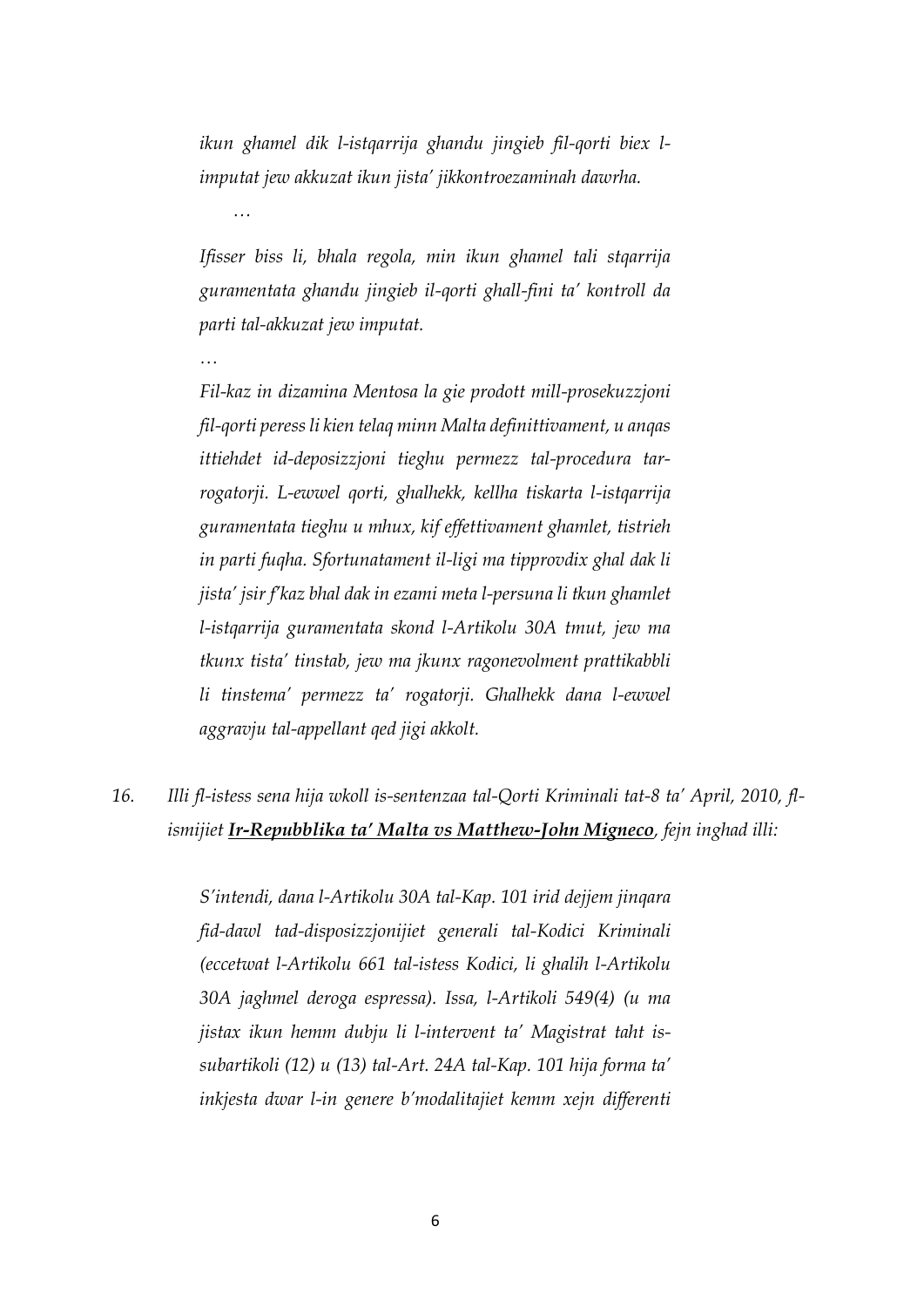*ikun ghamel dik l-istqarrija ghandu jingieb fil-qorti biex l-imputat jew akkuzat ikun jista' jikkontroezaminah dawrha.*

*…*

*Ifisser biss li, bhala regola, min ikun ghamel tali stqarrija guramentata ghandu jingieb il-qorti ghall-fini ta' kontroll da parti tal-akkuzat jew imputat.*

*…*

*Fil-kaz in dizamina Mentosa la gie prodott mill-prosekuzzjoni fil-qorti peress li kien telaq minn Malta definittivament, u anqas ittiehdet id-deposizzjoni tieghu permezz tal-procedura tar-rogatorji. L-ewwel qorti, ghalhekk, kellha tiskarta l-istqarrija guramentata tieghu u mhux, kif effettivament ghamlet, tistrieh in parti fuqha. Sfortunatament il-ligi ma tipprovdix ghal dak li jista' jsir f'kaz bhal dak in ezami meta l-persuna li tkun ghamlet l-istqarrija guramentata skond l-Artikolu 30A tmut, jew ma tkunx tista' tinstab, jew ma jkunx ragonevolment prattikabbli li tinstema' permezz ta' rogatorji. Ghalhekk dana l-ewwel aggravju tal-appellant qed jigi akkolt.*

16. *Illi fl-istess sena hija wkoll is-sentenzaa tal-Qorti Kriminali tat-8 ta' April, 2010, fl-ismijiet* ***Ir-Repubblika ta' Malta vs Matthew-John Migneco****, fejn inghad illi:*

*S'intendi, dana l-Artikolu 30A tal-Kap. 101 irid dejjem jinqara fid-dawl tad-disposizzjonijiet generali tal-Kodici Kriminali (eccetwat l-Artikolu 661 tal-istess Kodici, li ghalih l-Artikolu 30A jaghmel deroga espressa). Issa, l-Artikoli 549(4) (u ma jistax ikun hemm dubju li l-intervent ta' Magistrat taht is-subartikoli (12) u (13) tal-Art. 24A tal-Kap. 101 hija forma ta' inkjesta dwar l-in genere b'modalitajiet kemm xejn differenti*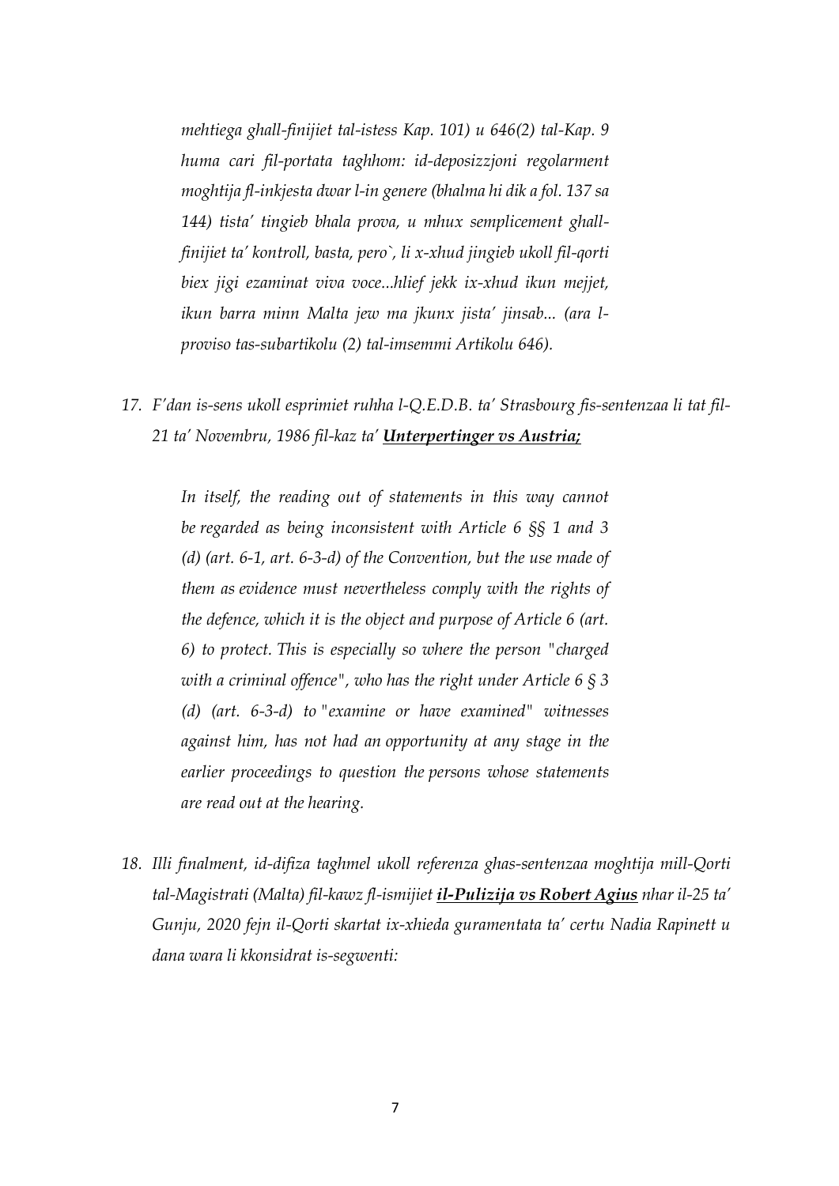*mehtiega ghall-finijiet tal-istess Kap. 101) u 646(2) tal-Kap. 9 huma cari fil-portata taghhom: id-deposizzjoni regolarment moghtija fl-inkjesta dwar l-in genere (bhalma hi dik a fol. 137 sa 144) tista' tingieb bhala prova, u mhux semplicement ghall-finijiet ta' kontroll, basta, pero`, li x-xhud jingieb ukoll fil-qorti biex jigi ezaminat viva voce...hlief jekk ix-xhud ikun mejjet, ikun barra minn Malta jew ma jkunx jista' jinsab... (ara l-proviso tas-subartikolu (2) tal-imsemmi Artikolu 646).*

17. *F'dan is-sens ukoll esprimiet ruhha l-Q.E.D.B. ta' Strasbourg fis-sentenzaa li tat fil-21 ta' Novembru, 1986 fil-kaz ta' **<u>Unterpertinger vs Austria;</u>***

    *In itself, the reading out of statements in this way cannot be regarded as being inconsistent with Article 6 §§ 1 and 3 (d) (art. 6-1, art. 6-3-d) of the Convention, but the use made of them as evidence must nevertheless comply with the rights of the defence, which it is the object and purpose of Article 6 (art. 6) to protect. This is especially so where the person "charged with a criminal offence", who has the right under Article 6 § 3 (d) (art. 6-3-d) to "examine or have examined" witnesses against him, has not had an opportunity at any stage in the earlier proceedings to question the persons whose statements are read out at the hearing.*

18. *Illi finalment, id-difiza taghmel ukoll referenza ghas-sentenzaa moghtija mill-Qorti tal-Magistrati (Malta) fil-kawz fl-ismijiet **<u>il-Pulizija vs Robert Agius</u>** nhar il-25 ta' Gunju, 2020 fejn il-Qorti skartat ix-xhieda guramentata ta' certu Nadia Rapinett u dana wara li kkonsidrat is-segwenti:*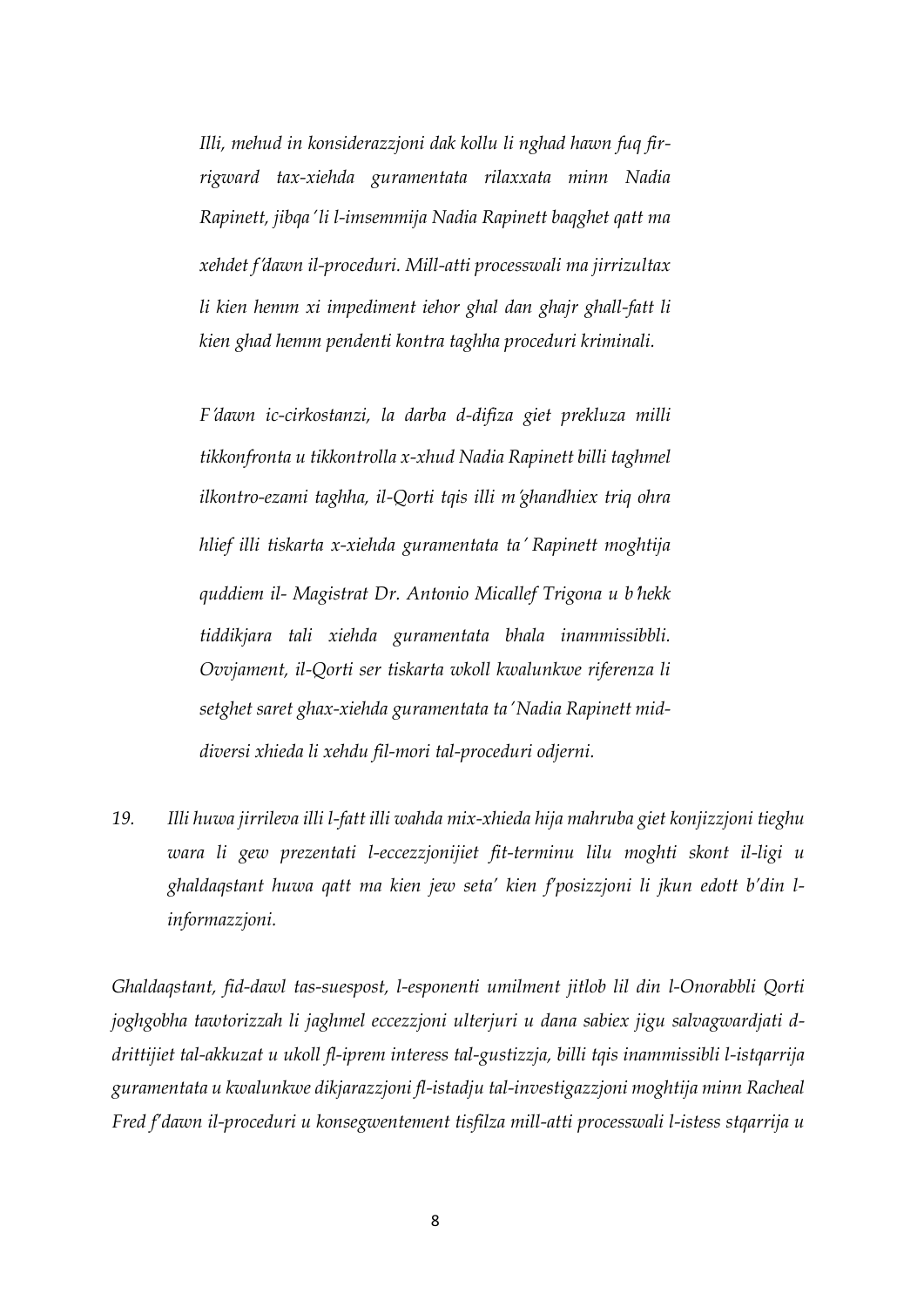*Illi, meħud in konsiderazzjoni dak kollu li ngħad hawn fuq fir-rigward tax-xiehda guramentata rilaxxata minn Nadia Rapinett, jibqa'li l-imsemmija Nadia Rapinett baqghet qatt ma xehdet f'dawn il-proceduri. Mill-atti processwali ma jirrizultax li kien hemm xi impediment iehor ghal dan ghajr ghall-fatt li kien ghad hemm pendenti kontra taghha proceduri kriminali.*

*F'dawn ic-cirkostanzi, la darba d-difiza giet prekluza milli tikkonfronta u tikkontrolla x-xhud Nadia Rapinett billi taghmel ilkontro-ezami taghha, il-Qorti tqis illi m'ghandhiex triq ohra hlief illi tiskarta x-xiehda guramentata ta' Rapinett moghtija quddiem il- Magistrat Dr. Antonio Micallef Trigona u b'ħekk tiddikjara tali xiehda guramentata bhala inammissibbli. Ovvjament, il-Qorti ser tiskarta wkoll kwalunkwe riferenza li setghet saret ghax-xiehda guramentata ta'Nadia Rapinett mid-diversi xhieda li xehdu fil-mori tal-proceduri odjerni.*

19. *Illi huwa jirrileva illi l-fatt illi wahda mix-xhieda hija mahruba giet konjizzjoni tieghu wara li gew prezentati l-eccezzjonijiet fit-terminu lilu moghti skont il-ligi u ghaldaqstant huwa qatt ma kien jew seta' kien f'posizzjoni li jkun edott b'din l-informazzjoni.*

*Ghaldaqstant, fid-dawl tas-suespost, l-esponenti umilment jitlob lil din l-Onorabbli Qorti joghgobha tawtorizzah li jaghmel eccezzjoni ulterjuri u dana sabiex jigu salvagwardjati d-drittijiet tal-akkuzat u ukoll fl-iprem interess tal-gustizzja, billi tqis inammissibli l-istqarrija guramentata u kwalunkwe dikjarazzjoni fl-istadju tal-investigazzjoni moghtija minn Racheal Fred f'dawn il-proceduri u konsegwentement tisfilza mill-atti processwali l-istess stqarrija u*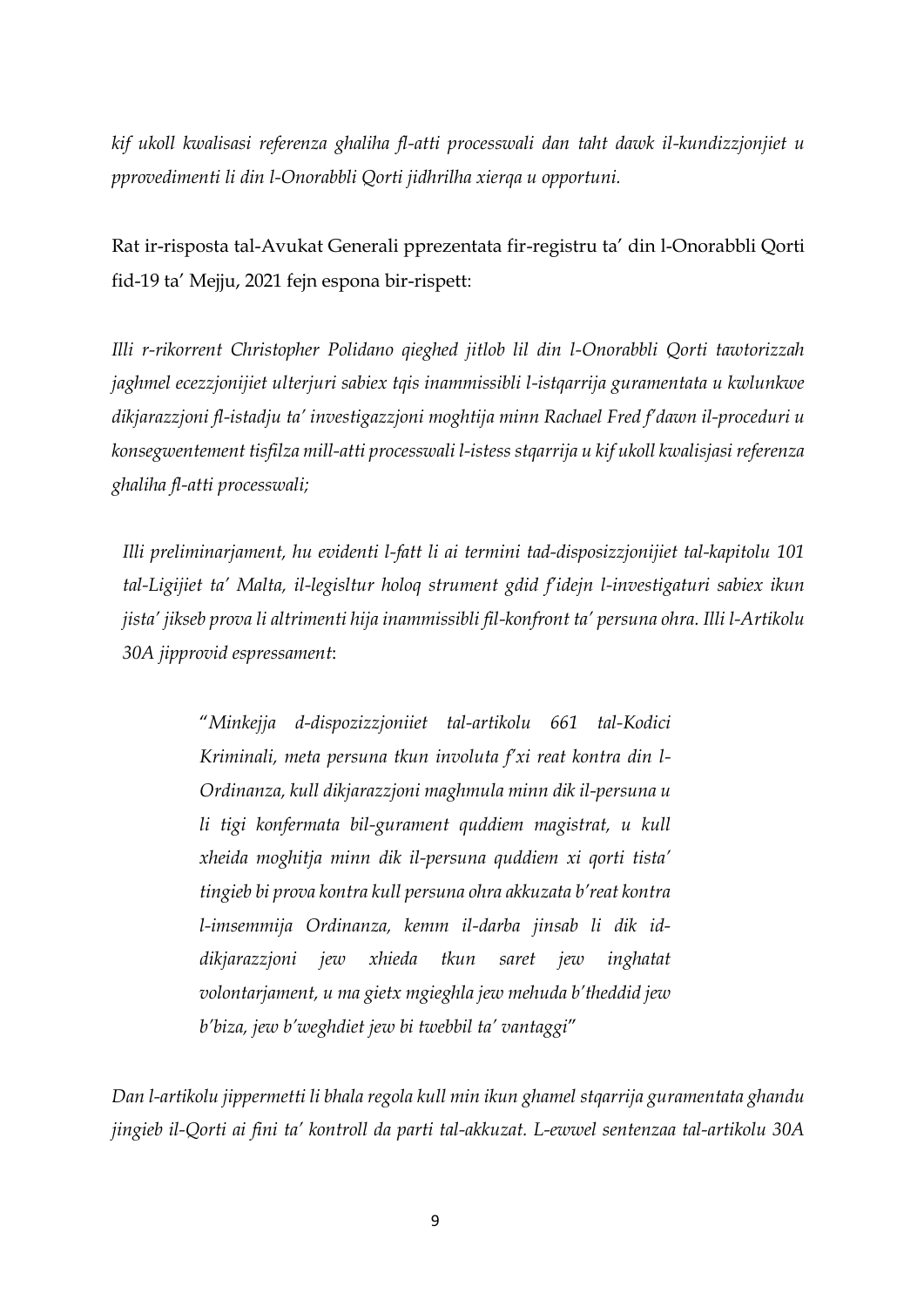*kif ukoll kwalisasi referenza għaliha fl-atti processwali dan taħt dawk il-kundizzjonjiet u pprovedimenti li din l-Onorabbli Qorti jidhrilha xierqa u opportuni.*

Rat ir-risposta tal-Avukat Ġenerali pprezentata fir-reġistru ta' din l-Onorabbli Qorti fid-19 ta' Mejju, 2021 fejn espona bir-rispett:

*Illi r-rikorrent Christopher Polidano qiegħed jitlob lil din l-Onorabbli Qorti tawtorizzah jagħmel eċċezzjonijiet ulterjuri sabiex tqis inammissibli l-istqarrija ġuramentata u kwlunkwe dikjarazzjoni fl-istadju ta' investigazzjoni mogħtija minn Rachael Fred f'dawn il-proċeduri u konsegwentement tisfilza mill-atti processwali l-istess stqarrija u kif ukoll kwalisjasi referenza għaliha fl-atti processwali;*

*Illi preliminarjament, hu evidenti l-fatt li ai termini tad-disposizzjonijiet tal-kapitolu 101 tal-Liġijiet ta' Malta, il-leġisltur ħoloq strument ġdid f'idejn l-investigaturi sabiex ikun jista' jikseb prova li altrimenti hija inammissibli fil-konfront ta' persuna oħra. Illi l-Artikolu 30A jipprovid espressament*:

> "*Minkejja d-dispożizzjoniiet tal-artikolu 661 tal-Kodiċi Kriminali, meta persuna tkun involuta f'xi reat kontra din l-Ordinanza, kull dikjarazzjoni magħmula minn dik il-persuna u li tigi konfermata bil-ġurament quddiem maġistrat, u kull xhieda mogħitja minn dik il-persuna quddiem xi qorti tista' tingieb bi prova kontra kull persuna oħra akkuzata b'reat kontra l-imsemmija Ordinanza, kemm il-darba jinsab li dik id-dikjarazzjoni jew xhieda tkun saret jew ingħatat volontarjament, u ma gietx mgiegħla jew meħuda b'theddid jew b'biża, jew b'wegħdiet jew bi twebbil ta' vantaggi*"

*Dan l-artikolu jippermetti li bħala regola kull min ikun għamel stqarrija ġuramentata għandu jingieb il-Qorti ai fini ta' kontroll da parti tal-akkuzat. L-ewwel sentenzaa tal-artikolu 30A*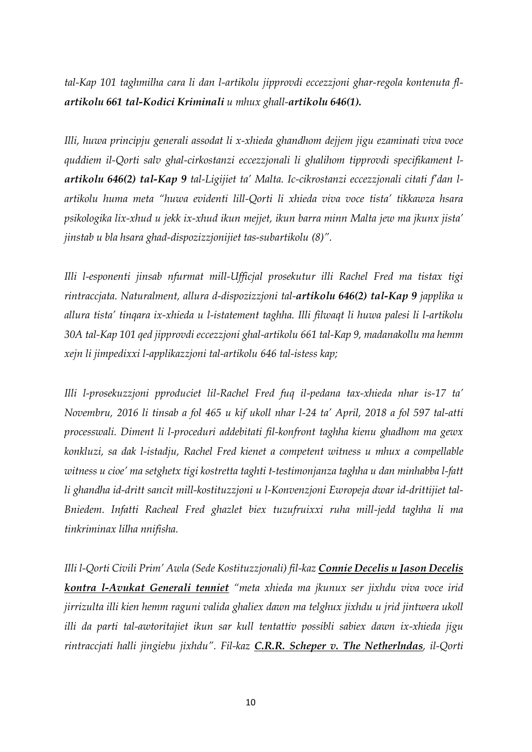*tal-Kap 101 taghmilha cara li dan l-artikolu jipprovdi eccezzjoni ghar-regola kontenuta fl-* ***artikolu 661 tal-Kodici Kriminali*** *u mhux ghall-****artikolu 646(1).***

*Illi, huwa principju generali assodat li x-xhieda ghandhom dejjem jigu ezaminati viva voce quddiem il-Qorti salv ghal-cirkostanzi eccezzjonali li ghalihom tipprovdi specifikament l-* ***artikolu 646(2) tal-Kap 9*** *tal-Ligijiet ta' Malta. Ic-cikrostanzi eccezzjonali citati f'dan l-artikolu huma meta "huwa evidenti lill-Qorti li xhieda viva voce tista' tikkawza hsara psikologika lix-xhud u jekk ix-xhud ikun mejjet, ikun barra minn Malta jew ma jkunx jista' jinstab u bla hsara ghad-dispozizzjonijiet tas-subartikolu (8)".*

*Illi l-esponenti jinsab nfurmat mill-Ufficjal prosekutur illi Rachel Fred ma tistax tigi rintraccjata. Naturalment, allura d-dispozizzjoni tal-****artikolu 646(2) tal-Kap 9*** *japplika u allura tista' tinqara ix-xhieda u l-istatement taghha. Illi filwaqt li huwa palesi li l-artikolu 30A tal-Kap 101 qed jipprovdi eccezzjoni ghal-artikolu 661 tal-Kap 9, madanakollu ma hemm xejn li jimpedixxi l-applikazzjoni tal-artikolu 646 tal-istess kap;*

*Illi l-prosekuzzjoni pproduciet lil-Rachel Fred fuq il-pedana tax-xhieda nhar is-17 ta' Novembru, 2016 li tinsab a fol 465 u kif ukoll nhar l-24 ta' April, 2018 a fol 597 tal-atti processwali. Diment li l-proceduri addebitati fil-konfront taghha kienu ghadhom ma gewx konkluzi, sa dak l-istadju, Rachel Fred kienet a competent witness u mhux a compellable witness u cioe' ma setghetx tigi kostretta taghti t-testimonjanza taghha u dan minhabba l-fatt li ghandha id-dritt sancit mill-kostituzzjoni u l-Konvenzjoni Ewropeja dwar id-drittijiet tal-Bniedem. Infatti Racheal Fred ghazlet biex tuzufruixxi ruha mill-jedd taghha li ma tinkriminax lilha nnifisha.*

*Illi l-Qorti Civili Prim' Awla (Sede Kostituzzjonali) fil-kaz* ***Connie Decelis u Jason Decelis kontra l-Avukat Generali tenniet*** *"meta xhieda ma jkunux ser jixhdu viva voce irid jirrizulta illi kien hemm raguni valida ghaliex dawn ma telghux jixhdu u jrid jintwera ukoll illi da parti tal-awtoritajiet ikun sar kull tentattiv possibli sabiex dawn ix-xhieda jigu rintraccjati halli jingiebu jixhdu". Fil-kaz* ***C.R.R. Scheper v. The Netherlndas****, il-Qorti*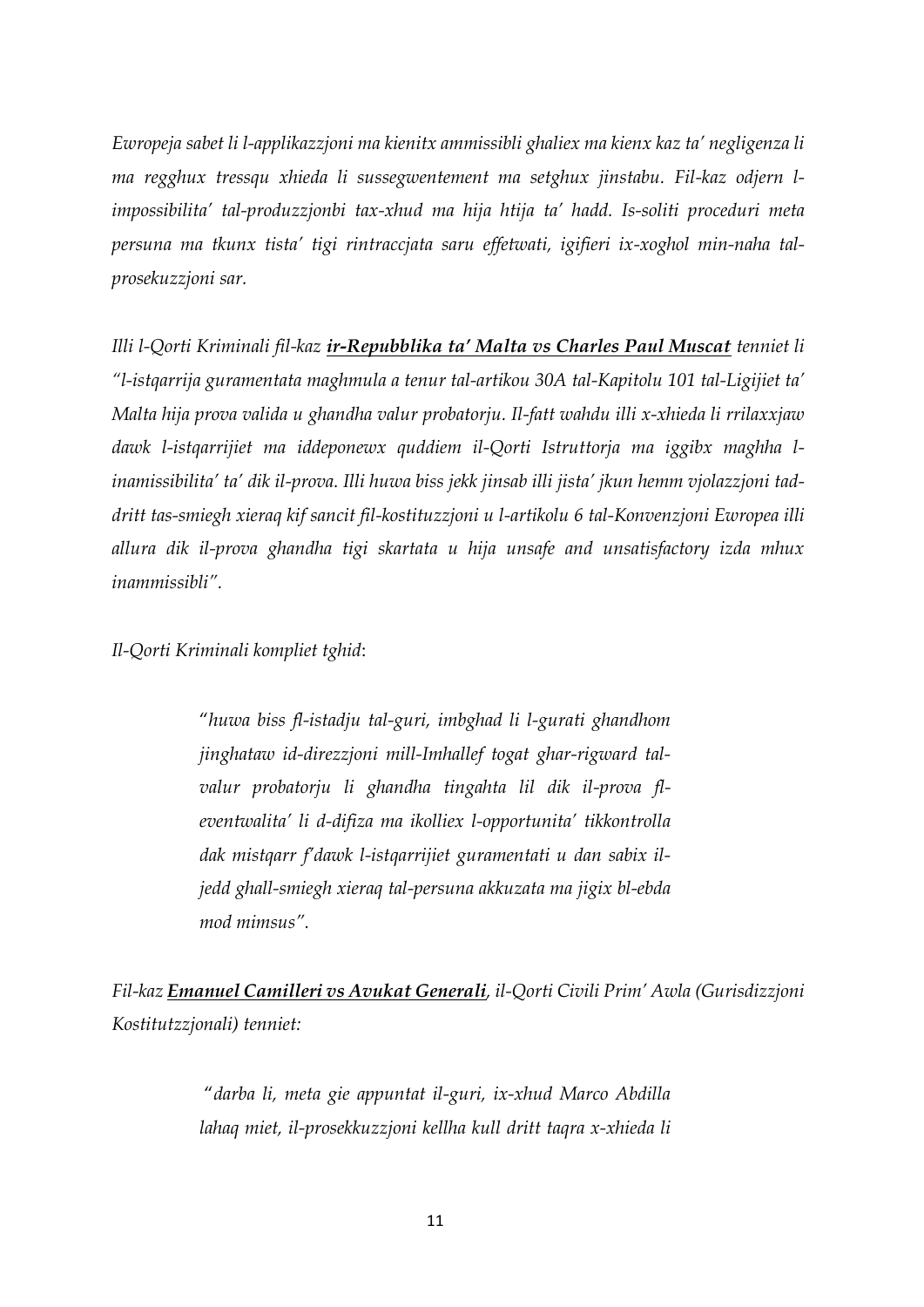*Ewropeja sabet li l-applikazzjoni ma kienitx ammissibli ghaliex ma kienx kaz ta' negligenza li ma regghux tressqu xhieda li sussegwentement ma setghux jinstabu. Fil-kaz odjern l-impossibilita' tal-produzzjonbi tax-xhud ma hija htija ta' hadd. Is-soliti proceduri meta persuna ma tkunx tista' tigi rintraccjata saru effetwati, igifieri ix-xoghol min-naha tal-prosekuzzjoni sar.*

*Illi l-Qorti Kriminali fil-kaz* ***ir-Repubblika ta' Malta vs Charles Paul Muscat*** *tenniet li "l-istqarrija guramentata maghmula a tenur tal-artikou 30A tal-Kapitolu 101 tal-Ligijiet ta' Malta hija prova valida u ghandha valur probatorju. Il-fatt wahdu illi x-xhieda li rrilaxxjaw dawk l-istqarrijiet ma iddeponewx quddiem il-Qorti Istruttorja ma iggibx maghha l-inamissibilita' ta' dik il-prova. Illi huwa biss jekk jinsab illi jista' jkun hemm vjolazzjoni tad-dritt tas-smiegh xieraq kif sancit fil-kostituzzjoni u l-artikolu 6 tal-Konvenzjoni Ewropea illi allura dik il-prova ghandha tigi skartata u hija unsafe and unsatisfactory izda mhux inammissibli".*

*Il-Qorti Kriminali kompliet tghid*:

> *"huwa biss fl-istadju tal-guri, imbghad li l-gurati ghandhom jinghataw id-direzzjoni mill-Imhallef togat ghar-rigward tal-valur probatorju li ghandha tingahta lil dik il-prova fl-eventwalita' li d-difiza ma ikolliex l-opportunita' tikkontrolla dak mistqarr f'dawk l-istqarrijiet guramentati u dan sabix il-jedd ghall-smiegh xieraq tal-persuna akkuzata ma jigix bl-ebda mod mimsus".*

*Fil-kaz* ***Emanuel Camilleri vs Avukat Generali****, il-Qorti Civili Prim' Awla (Gurisdizzjoni Kostitutzzjonali) tenniet:*

> *"darba li, meta gie appuntat il-guri, ix-xhud Marco Abdilla lahaq miet, il-prosekkuzzjoni kellha kull dritt taqra x-xhieda li*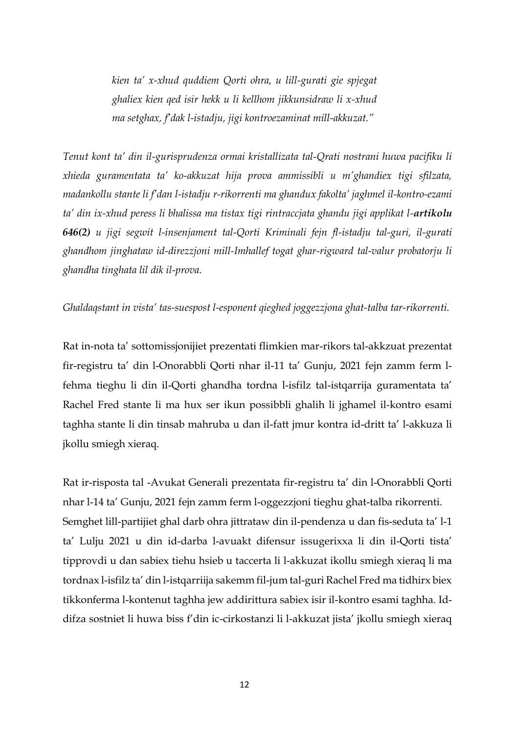*kien ta' x-xhud quddiem Qorti ohra, u lill-gurati gie spjegat ghaliex kien qed isir hekk u li kellhom jikkunsidraw li x-xhud ma setghax, f'dak l-istadju, jigi kontroezaminat mill-akkuzat."*

*Tenut kont ta' din il-gurisprudenza ormai kristallizata tal-Qrati nostrani huwa pacifiku li xhieda guramentata ta' ko-akkuzat hija prova ammissibli u m'ghandiex tigi sfilzata, madankollu stante li f'dan l-istadju r-rikorrenti ma ghandux fakolta' jaghmel il-kontro-ezami ta' din ix-xhud peress li bhalissa ma tistax tigi rintraccjata ghandu jigi applikat l-**artikolu 646(2)** u jigi segwit l-insenjament tal-Qorti Kriminali fejn fl-istadju tal-guri, il-gurati ghandhom jinghataw id-direzzjoni mill-Imhallef togat ghar-rigward tal-valur probatorju li ghandha tinghata lil dik il-prova.*

*Ghaldaqstant in vista' tas-suespost l-esponent qieghed joggezzjona ghat-talba tar-rikorrenti.*

Rat in-nota ta' sottomissjonijiet prezentati flimkien mar-rikors tal-akkzuat prezentat fir-registru ta' din l-Onorabbli Qorti nhar il-11 ta' Gunju, 2021 fejn zamm ferm l-fehma tieghu li din il-Qorti ghandha tordna l-isfilz tal-istqarrija guramentata ta' Rachel Fred stante li ma hux ser ikun possibbli ghalih li jghamel il-kontro esami taghha stante li din tinsab mahruba u dan il-fatt jmur kontra id-dritt ta' l-akkuza li jkollu smiegh xieraq.

Rat ir-risposta tal -Avukat Generali prezentata fir-registru ta' din l-Onorabbli Qorti nhar l-14 ta' Gunju, 2021 fejn zamm ferm l-oggezzjoni tieghu ghat-talba rikorrenti. Semghet lill-partijiet ghal darb ohra jittrataw din il-pendenza u dan fis-seduta ta' l-1 ta' Lulju 2021 u din id-darba l-avuakt difensur issugerixxa li din il-Qorti tista' tipprovdi u dan sabiex tiehu hsieb u taccerta li l-akkuzat ikollu smiegh xieraq li ma tordnax l-isfilz ta' din l-istqarriija sakemm fil-jum tal-guri Rachel Fred ma tidhirx biex tikkonferma l-kontenut taghha jew addirittura sabiex isir il-kontro esami taghha. Id-difza sostniet li huwa biss f'din ic-cirkostanzi li l-akkuzat jista' jkollu smiegh xieraq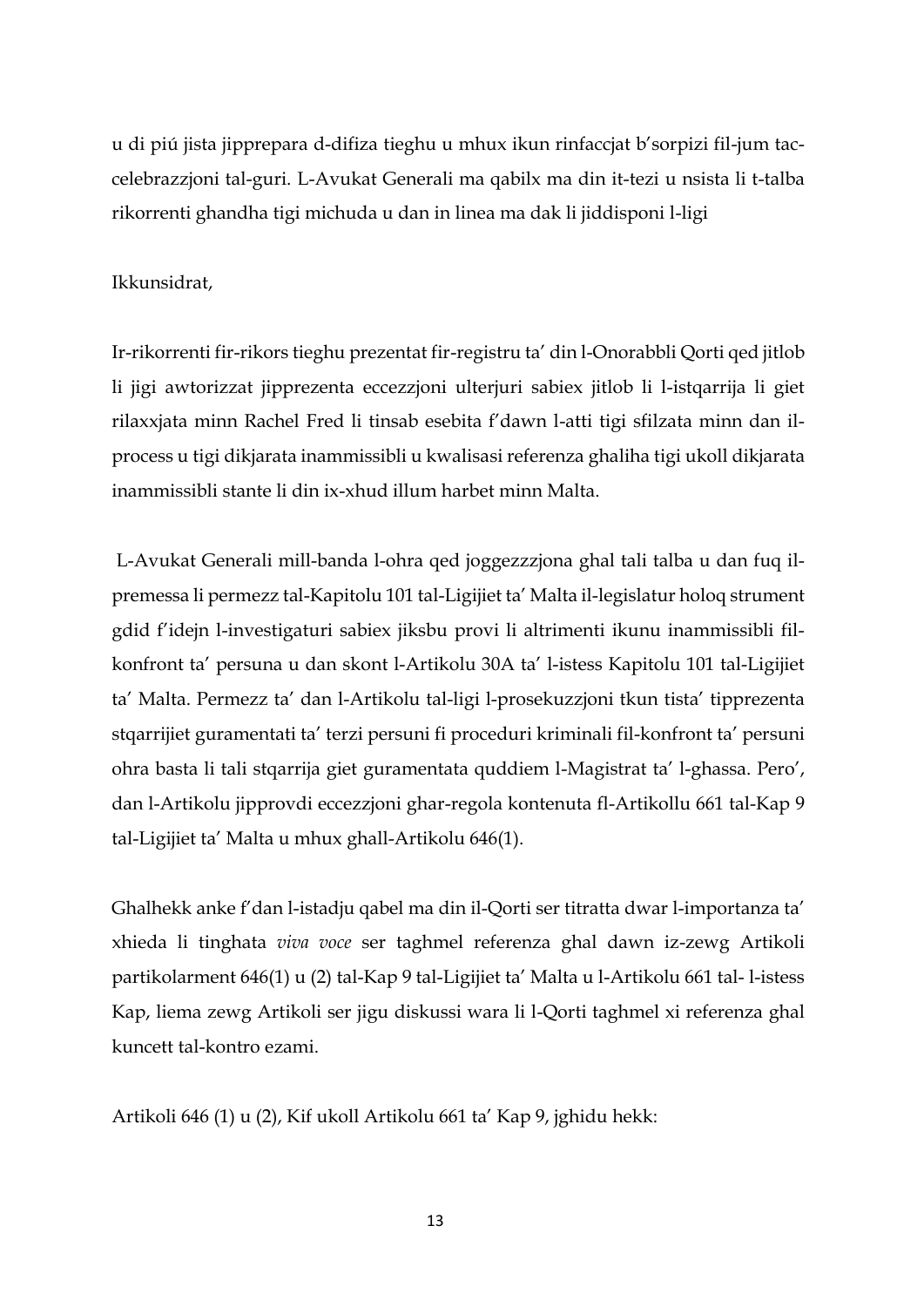u di piú jista jipprepara d-difiza tieghu u mhux ikun rinfaccjat b'sorpizi fil-jum tac-celebrazzjoni tal-guri. L-Avukat Generali ma qabilx ma din it-tezi u nsista li t-talba rikorrenti ghandha tigi michuda u dan in linea ma dak li jiddisponi l-ligi

Ikkunsidrat,

Ir-rikorrenti fir-rikors tieghu prezentat fir-registru ta' din l-Onorabbli Qorti qed jitlob li jigi awtorizzat jipprezenta eccezzjoni ulterjuri sabiex jitlob li l-istqarrija li giet rilaxxjata minn Rachel Fred li tinsab esebita f'dawn l-atti tigi sfilzata minn dan il-process u tigi dikjarata inammissibli u kwalisasi referenza ghaliha tigi ukoll dikjarata inammissibli stante li din ix-xhud illum harbet minn Malta.

L-Avukat Generali mill-banda l-ohra qed joggezzzjona ghal tali talba u dan fuq il-premessa li permezz tal-Kapitolu 101 tal-Ligijiet ta' Malta il-legislatur holoq strument gdid f'idejn l-investigaturi sabiex jiksbu provi li altrimenti ikunu inammissibli fil-konfront ta' persuna u dan skont l-Artikolu 30A ta' l-istess Kapitolu 101 tal-Ligijiet ta' Malta. Permezz ta' dan l-Artikolu tal-ligi l-prosekuzzjoni tkun tista' tipprezenta stqarrijiet guramentati ta' terzi persuni fi proceduri kriminali fil-konfront ta' persuni ohra basta li tali stqarrija giet guramentata quddiem l-Magistrat ta' l-ghassa. Pero', dan l-Artikolu jipprovdi eccezzjoni ghar-regola kontenuta fl-Artikollu 661 tal-Kap 9 tal-Ligijiet ta' Malta u mhux ghall-Artikolu 646(1).

Ghalhekk anke f'dan l-istadju qabel ma din il-Qorti ser titratta dwar l-importanza ta' xhieda li tinghata *viva voce* ser taghmel referenza ghal dawn iz-zewg Artikoli partikolarment 646(1) u (2) tal-Kap 9 tal-Ligijiet ta' Malta u l-Artikolu 661 tal- l-istess Kap, liema zewg Artikoli ser jigu diskussi wara li l-Qorti taghmel xi referenza ghal kuncett tal-kontro ezami.

Artikoli 646 (1) u (2), Kif ukoll Artikolu 661 ta' Kap 9, jghidu hekk: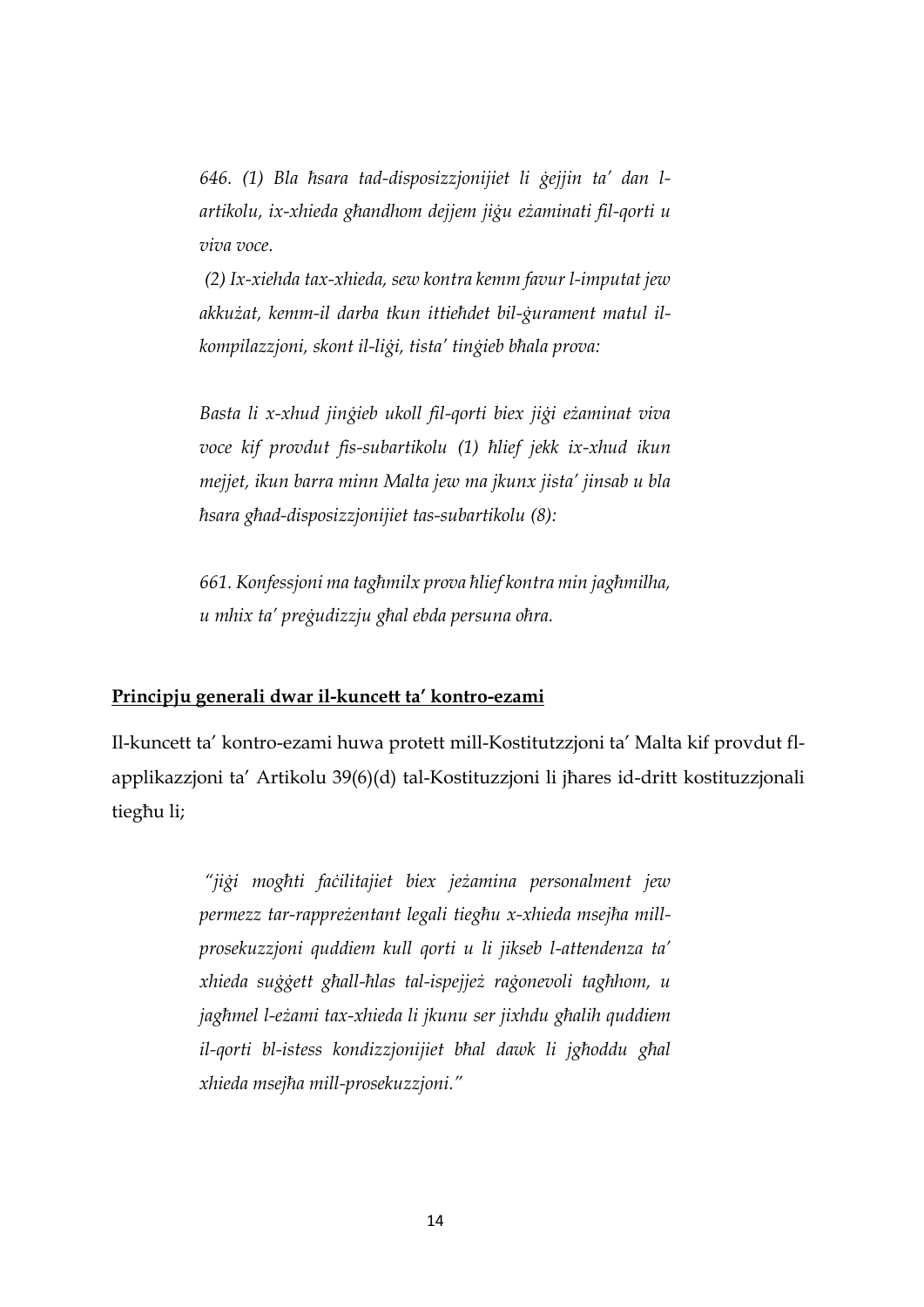*646. (1) Bla ħsara tad-disposizzjonijiet li ġejjin ta' dan l-artikolu, ix-xhieda għandhom dejjem jiġu eżaminati fil-qorti u viva voce.*

*(2) Ix-xiehda tax-xhieda, sew kontra kemm favur l-imputat jew akkużat, kemm-il darba tkun ittieħdet bil-ġurament matul il-kompilazzjoni, skont il-liġi, tista' tinġieb bħala prova:*

*Basta li x-xhud jinġieb ukoll fil-qorti biex jiġi eżaminat viva voce kif provdut fis-subartikolu (1) ħlief jekk ix-xhud ikun mejjet, ikun barra minn Malta jew ma jkunx jista' jinsab u bla ħsara għad-disposizzjonijiet tas-subartikolu (8):*

*661. Konfessjoni ma tagħmilx prova ħlief kontra min jagħmilha, u mhix ta' preġudizzju għal ebda persuna oħra.*

**<u>Principju generali dwar il-kuncett ta' kontro-ezami</u>**

Il-kuncett ta' kontro-ezami huwa protett mill-Kostitutzzjoni ta' Malta kif provdut fl-applikazzjoni ta' Artikolu 39(6)(d) tal-Kostituzzjoni li jħares id-dritt kostituzzjonali tiegħu li;

> *"jiġi mogħti faċilitajiet biex jeżamina personalment jew permezz tar-rappreżentant legali tiegħu x-xhieda msejħa mill-prosekuzzjoni quddiem kull qorti u li jikseb l-attendenza ta' xhieda suġġett għall-ħlas tal-ispejjeż raġonevoli tagħhom, u jagħmel l-eżami tax-xhieda li jkunu ser jixhdu għalih quddiem il-qorti bl-istess kondizzjonijiet bħal dawk li jgħoddu għal xhieda msejħa mill-prosekuzzjoni."*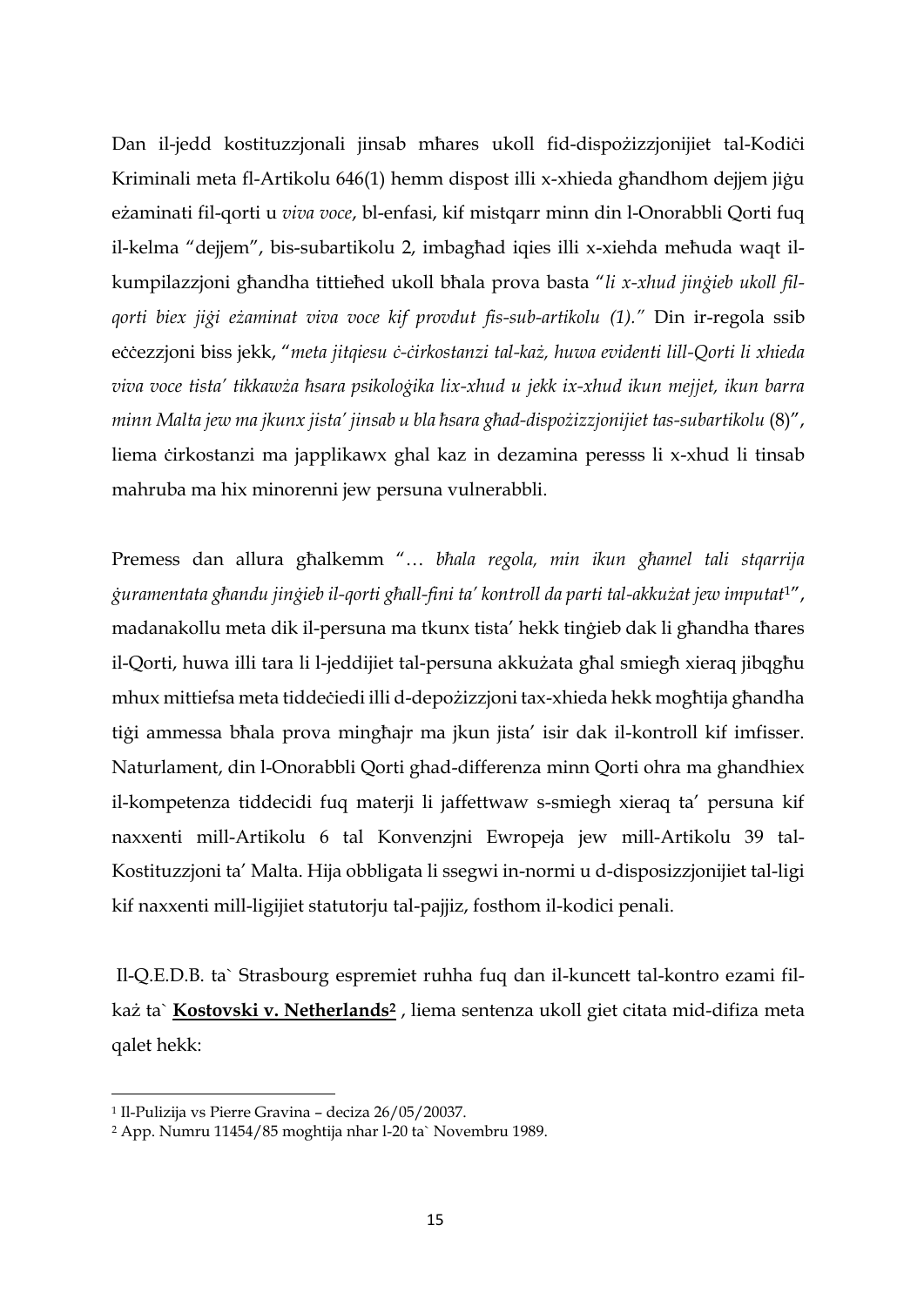Dan il-jedd kostituzzjonali jinsab mħares ukoll fid-dispożizzjonijiet tal-Kodiċi Kriminali meta fl-Artikolu 646(1) hemm dispost illi x-xhieda għandhom dejjem jiġu eżaminati fil-qorti u *viva voce*, bl-enfasi, kif mistqarr minn din l-Onorabbli Qorti fuq il-kelma "dejjem", bis-subartikolu 2, imbagħad iqies illi x-xiehda meħuda waqt il-kumpilazzjoni għandha tittieħed ukoll bħala prova basta "*li x-xhud jinġieb ukoll fil-qorti biex jiġi eżaminat viva voce kif provdut fis-sub-artikolu (1).*" Din ir-regola ssib eċċezzjoni biss jekk, "*meta jitqiesu ċ-ċirkostanzi tal-każ, huwa evidenti lill-Qorti li xhieda viva voce tista' tikkawża ħsara psikoloġika lix-xhud u jekk ix-xhud ikun mejjet, ikun barra minn Malta jew ma jkunx jista' jinsab u bla ħsara għad-dispożizzjonijiet tas-subartikolu* (8)", liema ċirkostanzi ma japplikawx ghal kaz in dezamina peresss li x-xhud li tinsab mahruba ma hix minorenni jew persuna vulnerabbli.

Premess dan allura għalkemm "… *bħala regola, min ikun għamel tali stqarrija ġuramentata għandu jinġieb il-qorti għall-fini ta' kontroll da parti tal-akkużat jew imputat*[1]", madanakollu meta dik il-persuna ma tkunx tista' hekk tinġieb dak li għandha tħares il-Qorti, huwa illi tara li l-jeddijiet tal-persuna akkużata għal smiegħ xieraq jibqgħu mhux mittiefsa meta tiddeċiedi illi d-depożizzjoni tax-xhieda hekk mogħtija għandha tiġi ammessa bħala prova mingħajr ma jkun jista' isir dak il-kontroll kif imfisser. Naturlament, din l-Onorabbli Qorti ghad-differenza minn Qorti ohra ma ghandhiex il-kompetenza tiddecidi fuq materji li jaffettwaw s-smiegh xieraq ta' persuna kif naxxenti mill-Artikolu 6 tal Konvenzjni Ewropeja jew mill-Artikolu 39 tal-Kostituzzjoni ta' Malta. Hija obbligata li ssegwi in-normi u d-disposizzjonijiet tal-ligi kif naxxenti mill-ligijiet statutorju tal-pajjiz, fosthom il-kodici penali.

Il-Q.E.D.B. ta` Strasbourg espremiet ruhha fuq dan il-kuncett tal-kontro ezami fil-każ ta` **Kostovski v. Netherlands**[2] , liema sentenza ukoll giet citata mid-difiza meta qalet hekk:

[1] Il-Pulizija vs Pierre Gravina – deciza 26/05/20037.

[2] App. Numru 11454/85 moghtija nhar l-20 ta` Novembru 1989.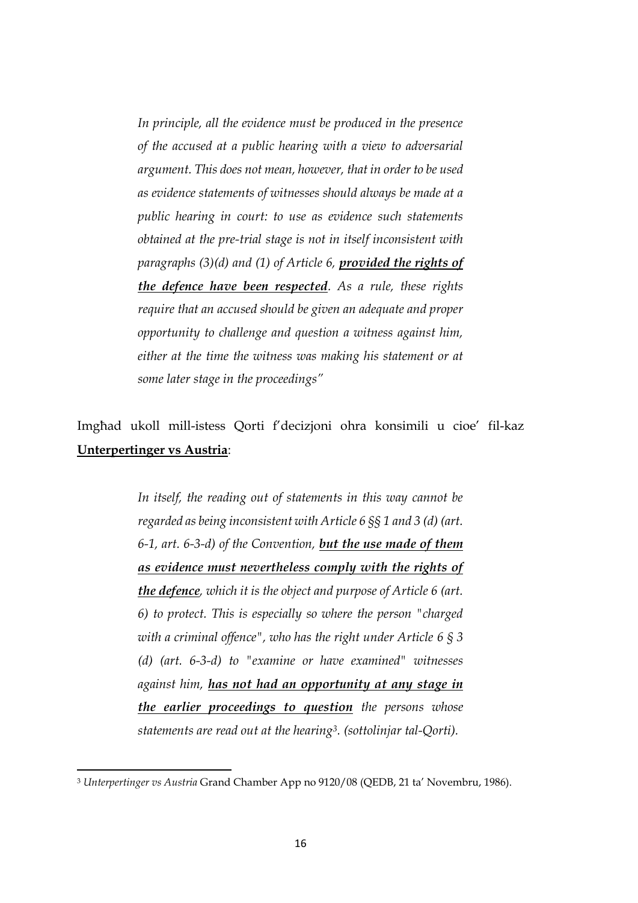> *In principle, all the evidence must be produced in the presence of the accused at a public hearing with a view to adversarial argument. This does not mean, however, that in order to be used as evidence statements of witnesses should always be made at a public hearing in court: to use as evidence such statements obtained at the pre-trial stage is not in itself inconsistent with paragraphs (3)(d) and (1) of Article 6, **provided the rights of the defence have been respected**. As a rule, these rights require that an accused should be given an adequate and proper opportunity to challenge and question a witness against him, either at the time the witness was making his statement or at some later stage in the proceedings"*

Imgħad ukoll mill-istess Qorti f'deċizjoni ohra konsimili u cioe' fil-kaz **Unterpertinger vs Austria**:

> *In itself, the reading out of statements in this way cannot be regarded as being inconsistent with Article 6 §§ 1 and 3 (d) (art. 6-1, art. 6-3-d) of the Convention, **but the use made of them as evidence must nevertheless comply with the rights of the defence**, which it is the object and purpose of Article 6 (art. 6) to protect. This is especially so where the person "charged with a criminal offence", who has the right under Article 6 § 3 (d) (art. 6-3-d) to "examine or have examined" witnesses against him, **has not had an opportunity at any stage in the earlier proceedings to question** the persons whose statements are read out at the hearing[3]. (sottolinjar tal-Qorti).*

[3] *Unterpertinger vs Austria* Grand Chamber App no 9120/08 (QEDB, 21 ta' Novembru, 1986).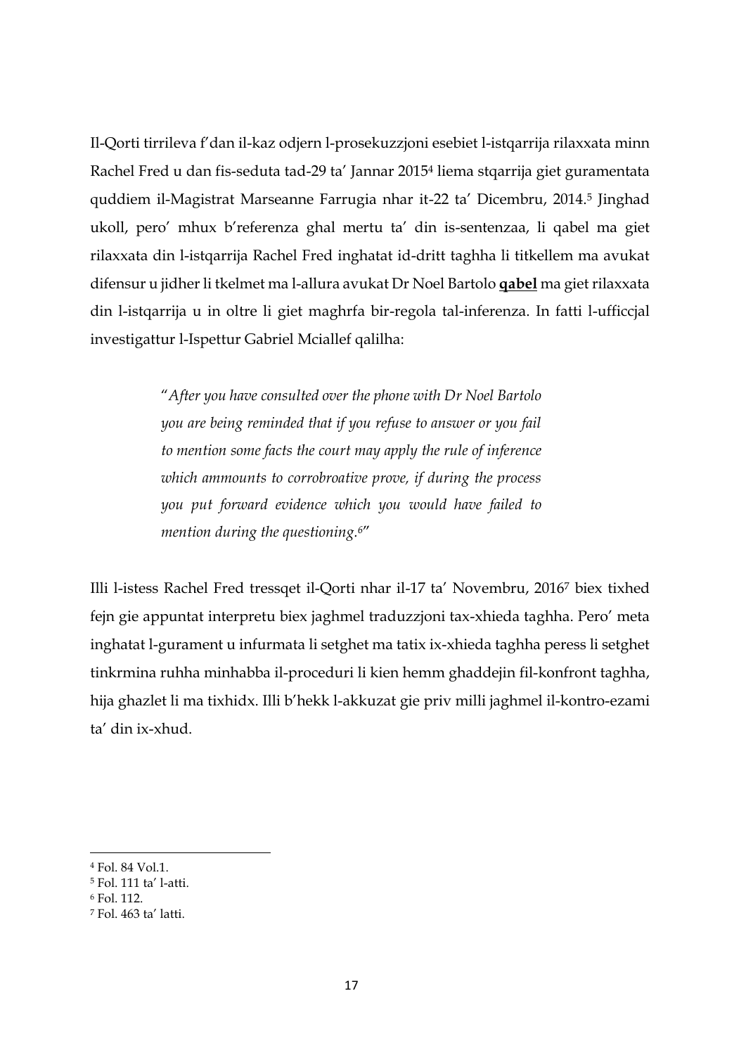Il-Qorti tirrileva f'dan il-kaz odjern l-prosekuzzjoni esebiet l-istqarrija rilaxxata minn Rachel Fred u dan fis-seduta tad-29 ta' Jannar 2015[4] liema stqarrija giet guramentata quddiem il-Magistrat Marseanne Farrugia nhar it-22 ta' Dicembru, 2014.[5] Jinghad ukoll, pero' mhux b'referenza ghal mertu ta' din is-sentenzaa, li qabel ma giet rilaxxata din l-istqarrija Rachel Fred inghatat id-dritt taghha li titkellem ma avukat difensur u jidher li tkelmet ma l-allura avukat Dr Noel Bartolo **qabel** ma giet rilaxxata din l-istqarrija u in oltre li giet maghrfa bir-regola tal-inferenza. In fatti l-ufficcjal investigattur l-Ispettur Gabriel Mciallef qalilha:

> "*After you have consulted over the phone with Dr Noel Bartolo you are being reminded that if you refuse to answer or you fail to mention some facts the court may apply the rule of inference which ammounts to corrobroative prove, if during the process you put forward evidence which you would have failed to mention during the questioning.*[6]"

Illi l-istess Rachel Fred tressqet il-Qorti nhar il-17 ta' Novembru, 2016[7] biex tixhed fejn gie appuntat interpretu biex jaghmel traduzzjoni tax-xhieda taghha. Pero' meta inghatat l-gurament u infurmata li setghet ma tatix ix-xhieda taghha peress li setghet tinkrmina ruhha minhabba il-proceduri li kien hemm ghaddejin fil-konfront taghha, hija ghazlet li ma tixhidx. Illi b'hekk l-akkuzat gie priv milli jaghmel il-kontro-ezami ta' din ix-xhud.

---

[4] Fol. 84 Vol.1.

[5] Fol. 111 ta' l-atti.

[6] Fol. 112.

[7] Fol. 463 ta' latti.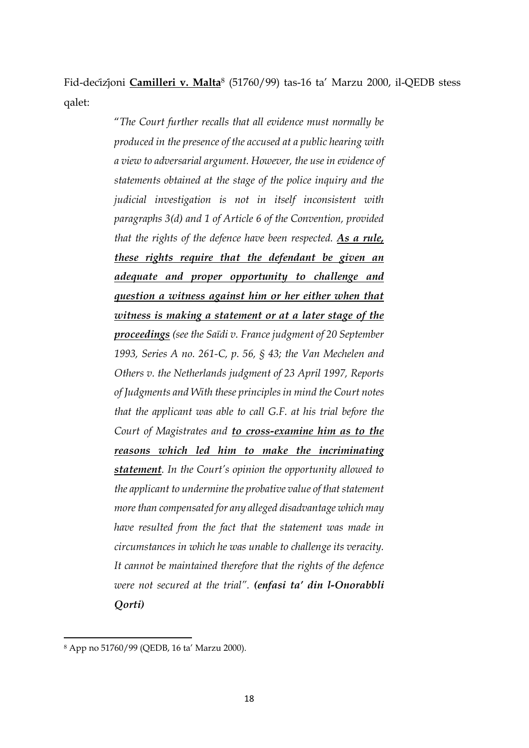Fid-deċiżjoni **<u>Camilleri v. Malta</u>**[8] (51760/99) tas-16 ta' Marzu 2000, il-QEDB stess qalet:

> "*The Court further recalls that all evidence must normally be produced in the presence of the accused at a public hearing with a view to adversarial argument. However, the use in evidence of statements obtained at the stage of the police inquiry and the judicial investigation is not in itself inconsistent with paragraphs 3(d) and 1 of Article 6 of the Convention, provided that the rights of the defence have been respected.* ***<u>As a rule, these rights require that the defendant be given an adequate and proper opportunity to challenge and question a witness against him or her either when that witness is making a statement or at a later stage of the proceedings</u>*** *(see the Saïdi v. France judgment of 20 September 1993, Series A no. 261-C, p. 56, § 43; the Van Mechelen and Others v. the Netherlands judgment of 23 April 1997, Reports of Judgments and With these principles in mind the Court notes that the applicant was able to call G.F. at his trial before the Court of Magistrates and* ***<u>to cross-examine him as to the reasons which led him to make the incriminating statement</u>****. In the Court's opinion the opportunity allowed to the applicant to undermine the probative value of that statement more than compensated for any alleged disadvantage which may have resulted from the fact that the statement was made in circumstances in which he was unable to challenge its veracity. It cannot be maintained therefore that the rights of the defence were not secured at the trial*". ***(enfasi ta' din l-Onorabbli Qorti)***

[8] App no 51760/99 (QEDB, 16 ta' Marzu 2000).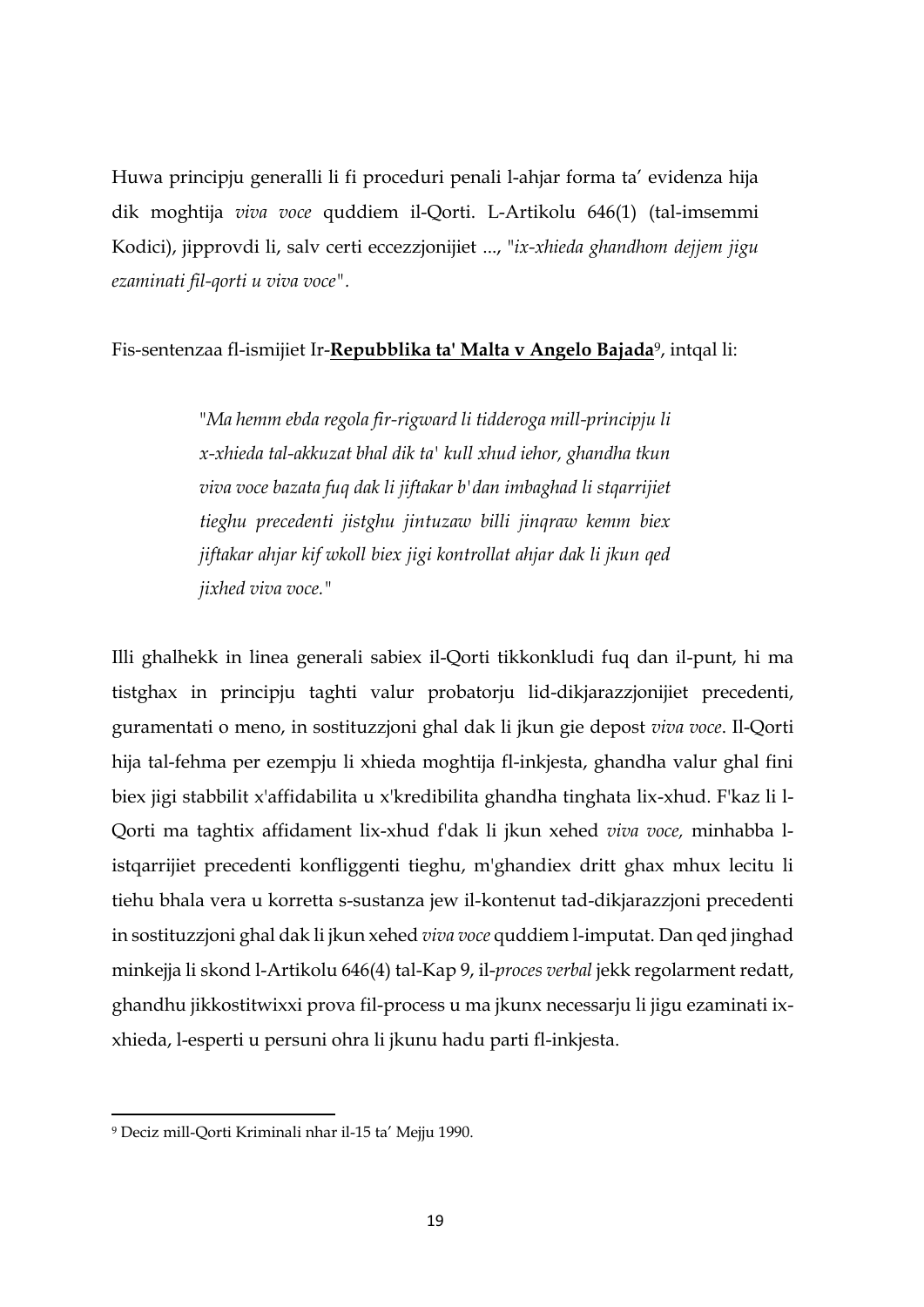Huwa principju generalli li fi proceduri penali l-ahjar forma ta' evidenza hija dik moghtija *viva voce* quddiem il-Qorti. L-Artikolu 646(1) (tal-imsemmi Kodici), jipprovdi li, salv certi eccezzjonijiet ..., "*ix-xhieda ghandhom dejjem jigu ezaminati fil-qorti u viva voce*".

Fis-sentenzaa fl-ismijiet Ir-**Repubblika ta' Malta v Angelo Bajada**[9], intqal li:

> "*Ma hemm ebda regola fir-rigward li tidderoga mill-principju li x-xhieda tal-akkuzat bhal dik ta' kull xhud iehor, ghandha tkun viva voce bazata fuq dak li jiftakar b'dan imbaghad li stqarrijiet tieghu precedenti jistghu jintuzaw billi jinqraw kemm biex jiftakar ahjar kif wkoll biex jigi kontrollat ahjar dak li jkun qed jixhed viva voce.*"

Illi ghalhekk in linea generali sabiex il-Qorti tikkonkludi fuq dan il-punt, hi ma tistghax in principju taghti valur probatorju lid-dikjarazzjonijiet precedenti, guramentati o meno, in sostituzzjoni ghal dak li jkun gie depost *viva voce*. Il-Qorti hija tal-fehma per ezempju li xhieda moghtija fl-inkjesta, ghandha valur ghal fini biex jigi stabbilit x'affidabilita u x'kredibilita ghandha tinghata lix-xhud. F'kaz li l-Qorti ma taghtix affidament lix-xhud f'dak li jkun xehed *viva voce,* minhabba l-istqarrijiet precedenti konfliggenti tieghu, m'ghandiex dritt ghax mhux lecitu li tiehu bhala vera u korretta s-sustanza jew il-kontenut tad-dikjarazzjoni precedenti in sostituzzjoni ghal dak li jkun xehed *viva voce* quddiem l-imputat. Dan qed jinghad minkejja li skond l-Artikolu 646(4) tal-Kap 9, il-*proces verbal* jekk regolarment redatt, ghandhu jikkostitwixxi prova fil-process u ma jkunx necessarju li jigu ezaminati ix-xhieda, l-esperti u persuni ohra li jkunu hadu parti fl-inkjesta.

[9] Deciz mill-Qorti Kriminali nhar il-15 ta' Mejju 1990.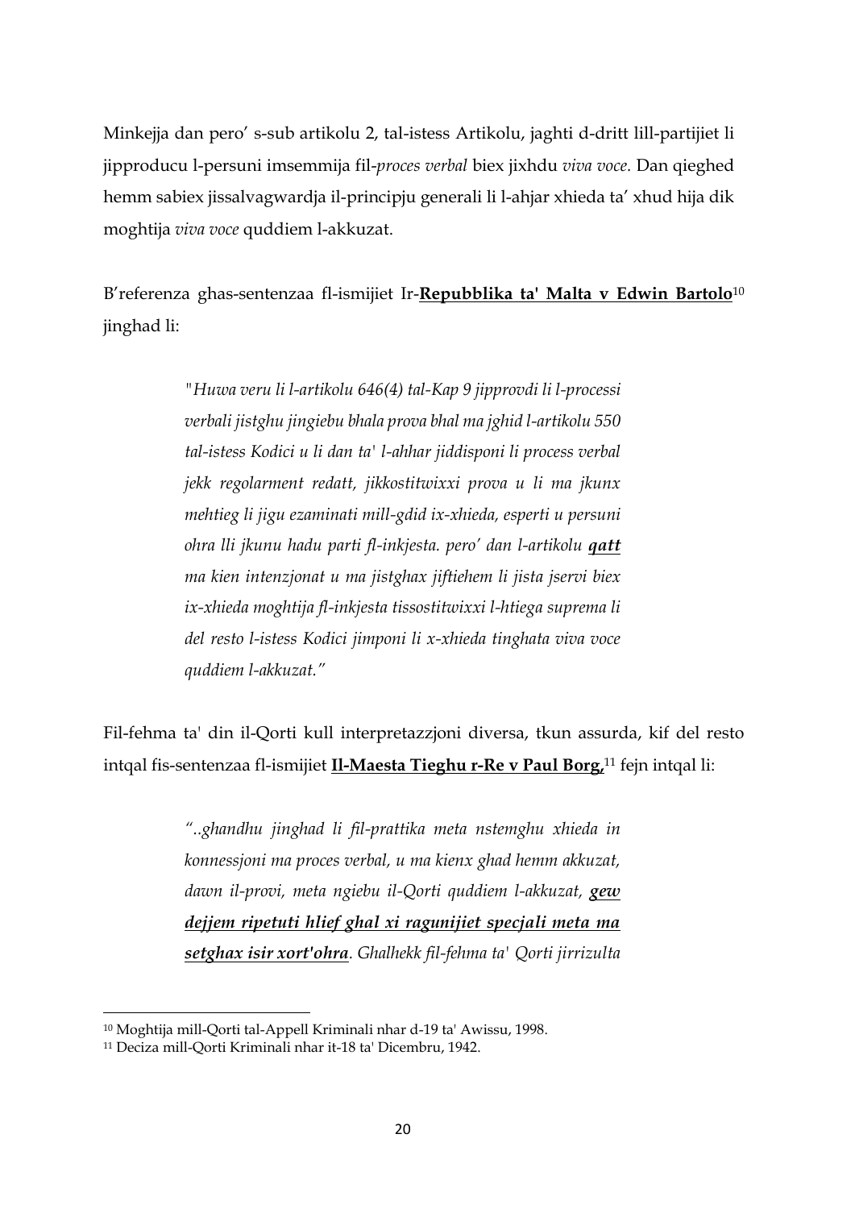Minkejja dan pero' s-sub artikolu 2, tal-istess Artikolu, jaghti d-dritt lill-partijiet li jipproducu l-persuni imsemmija fil-*proces verbal* biex jixhdu *viva voce.* Dan qieghed hemm sabiex jissalvagwardja il-principju generali li l-ahjar xhieda ta' xhud hija dik moghtija *viva voce* quddiem l-akkuzat.

B'referenza ghas-sentenzaa fl-ismijiet Ir-**<u>Repubblika ta' Malta v Edwin Bartolo</u>**[10] jinghad li:

> *"Huwa veru li l-artikolu 646(4) tal-Kap 9 jipprovdi li l-processi verbali jistghu jingiebu bhala prova bhal ma jghid l-artikolu 550 tal-istess Kodici u li dan ta' l-ahhar jiddisponi li process verbal jekk regolarment redatt, jikkostitwixxi prova u li ma jkunx mehtieg li jigu ezaminati mill-gdid ix-xhieda, esperti u persuni ohra lli jkunu hadu parti fl-inkjesta. pero' dan l-artikolu **<u>qatt</u>** ma kien intenzjonat u ma jistghax jiftiehem li jista jservi biex ix-xhieda moghtija fl-inkjesta tissostitwixxi l-htiega suprema li del resto l-istess Kodici jimponi li x-xhieda tinghata viva voce quddiem l-akkuzat."*

Fil-fehma ta' din il-Qorti kull interpretazzjoni diversa, tkun assurda, kif del resto intqal fis-sentenzaa fl-ismijiet **<u>Il-Maesta Tieghu r-Re v Paul Borg,</u>**[11] fejn intqal li:

> *"..ghandhu jinghad li fil-prattika meta nstemghu xhieda in konnessjoni ma proces verbal, u ma kienx ghad hemm akkuzat, dawn il-provi, meta ngiebu il-Qorti quddiem l-akkuzat, **<u>gew dejjem ripetuti hlief ghal xi ragunijiet specjali meta ma setghax isir xort'ohra</u>**. Ghalhekk fil-fehma ta' Qorti jirrizulta*

---

[10] Moghtija mill-Qorti tal-Appell Kriminali nhar d-19 ta' Awissu, 1998.

[11] Deciza mill-Qorti Kriminali nhar it-18 ta' Dicembru, 1942.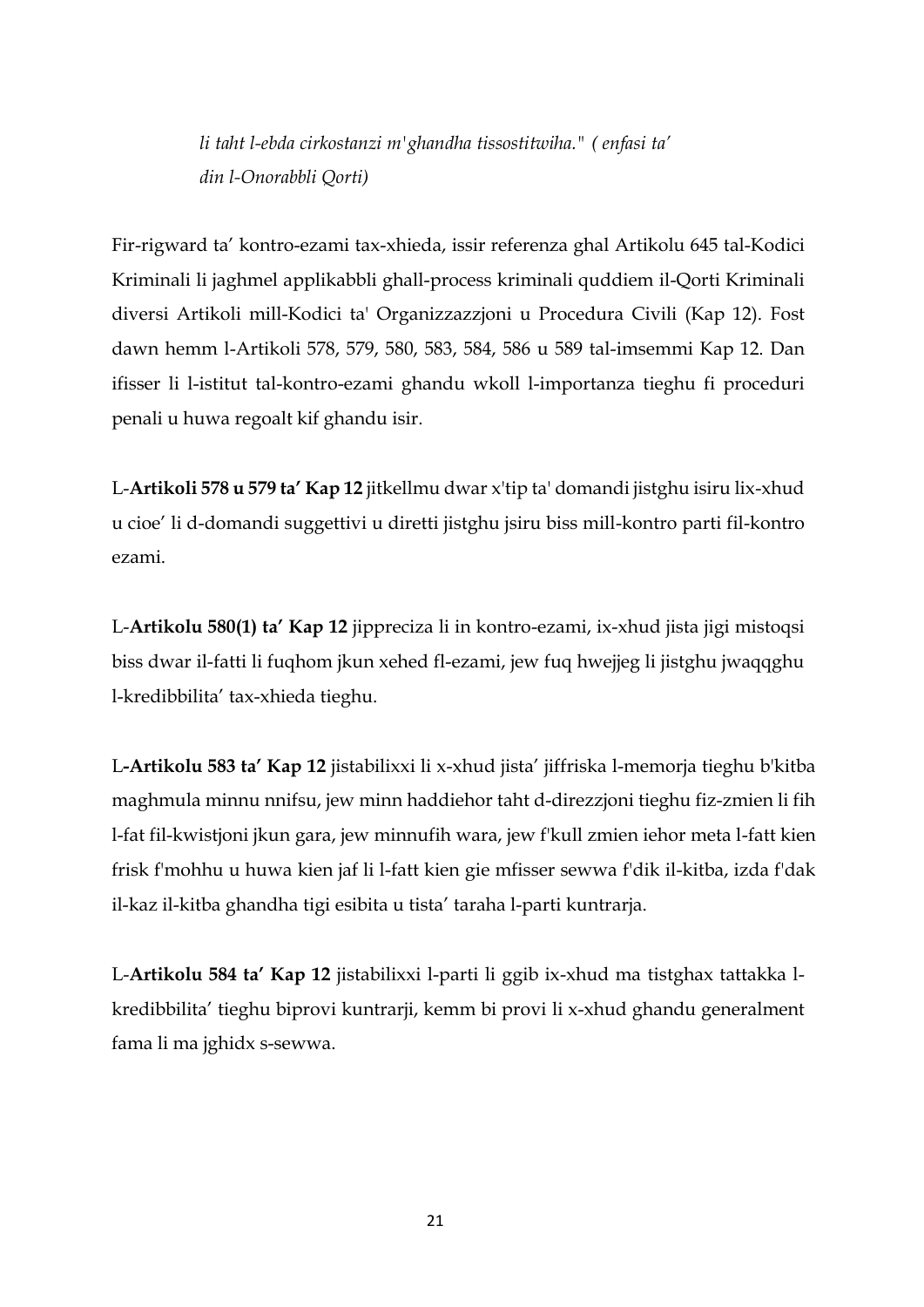*li taht l-ebda cirkostanzi m'ghandha tissostitwiha." ( enfasi ta' din l-Onorabbli Qorti)*

Fir-rigward ta' kontro-ezami tax-xhieda, issir referenza ghal Artikolu 645 tal-Kodici Kriminali li jaghmel applikabbli ghall-process kriminali quddiem il-Qorti Kriminali diversi Artikoli mill-Kodici ta' Organizzazzjoni u Procedura Civili (Kap 12). Fost dawn hemm l-Artikoli 578, 579, 580, 583, 584, 586 u 589 tal-imsemmi Kap 12. Dan ifisser li l-istitut tal-kontro-ezami ghandu wkoll l-importanza tieghu fi proceduri penali u huwa regoalt kif ghandu isir.

L-**Artikoli 578 u 579 ta' Kap 12** jitkellmu dwar x'tip ta' domandi jistghu isiru lix-xhud u cioe' li d-domandi suggettivi u diretti jistghu jsiru biss mill-kontro parti fil-kontro ezami.

L-**Artikolu 580(1) ta' Kap 12** jippreciza li in kontro-ezami, ix-xhud jista jigi mistoqsi biss dwar il-fatti li fuqhom jkun xehed fl-ezami, jew fuq hwejjeg li jistghu jwaqqghu l-kredibbilita' tax-xhieda tieghu.

L**-Artikolu 583 ta' Kap 12** jistabilixxi li x-xhud jista' jiffriska l-memorja tieghu b'kitba maghmula minnu nnifsu, jew minn haddiehor taht d-direzzjoni tieghu fiz-zmien li fih l-fat fil-kwistjoni jkun gara, jew minnufih wara, jew f'kull zmien iehor meta l-fatt kien frisk f'mohhu u huwa kien jaf li l-fatt kien gie mfisser sewwa f'dik il-kitba, izda f'dak il-kaz il-kitba ghandha tigi esibita u tista' taraha l-parti kuntrarja.

L-**Artikolu 584 ta' Kap 12** jistabilixxi l-parti li ggib ix-xhud ma tistghax tattakka l-kredibbilita' tieghu biprovi kuntrarji, kemm bi provi li x-xhud ghandu generalment fama li ma jghidx s-sewwa.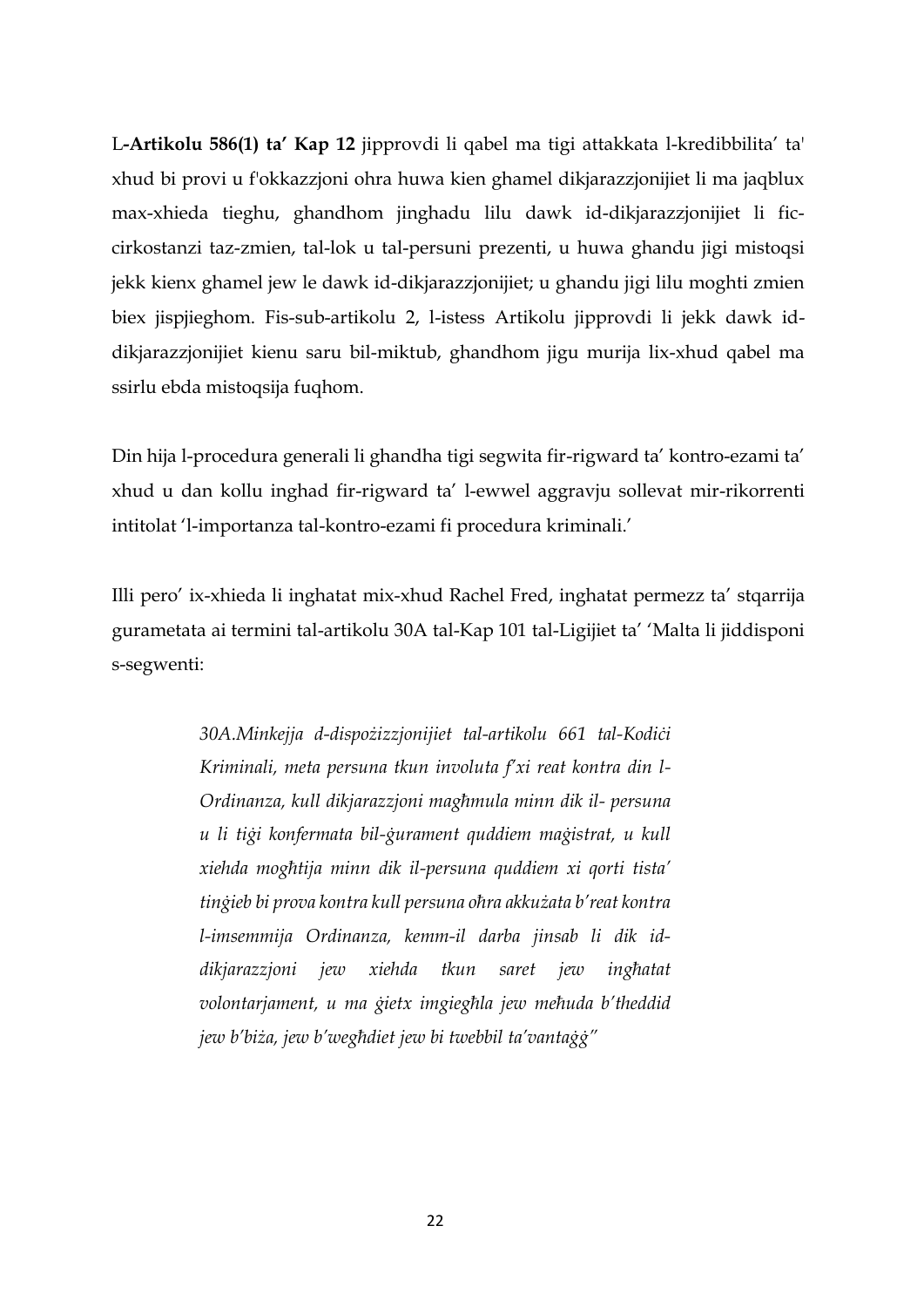L**-Artikolu 586(1) ta' Kap 12** jipprovdi li qabel ma tigi attakkata l-kredibbilita' ta' xhud bi provi u f'okkazzjoni ohra huwa kien ghamel dikjarazzjonijiet li ma jaqblux max-xhieda tieghu, ghandhom jinghadu lilu dawk id-dikjarazzjonijiet li fic-cirkostanzi taz-zmien, tal-lok u tal-persuni prezenti, u huwa ghandu jigi mistoqsi jekk kienx ghamel jew le dawk id-dikjarazzjonijiet; u ghandu jigi lilu moghti zmien biex jispjieghom. Fis-sub-artikolu 2, l-istess Artikolu jipprovdi li jekk dawk id-dikjarazzjonijiet kienu saru bil-miktub, ghandhom jigu murija lix-xhud qabel ma ssirlu ebda mistoqsija fuqhom.

Din hija l-procedura generali li ghandha tigi segwita fir-rigward ta' kontro-ezami ta' xhud u dan kollu inghad fir-rigward ta' l-ewwel aggravju sollevat mir-rikorrenti intitolat 'l-importanza tal-kontro-ezami fi procedura kriminali.'

Illi pero' ix-xhieda li inghatat mix-xhud Rachel Fred, inghatat permezz ta' stqarrija gurametata ai termini tal-artikolu 30A tal-Kap 101 tal-Ligijiet ta' 'Malta li jiddisponi s-segwenti:

> *30A.Minkejja d-dispożizzjonijiet tal-artikolu 661 tal-Kodiċi Kriminali, meta persuna tkun involuta f'xi reat kontra din l-Ordinanza, kull dikjarazzjoni magħmula minn dik il- persuna u li tiġi konfermata bil-ġurament quddiem maġistrat, u kull xiehda mogħtija minn dik il-persuna quddiem xi qorti tista' tinġieb bi prova kontra kull persuna oħra akkużata b'reat kontra l-imsemmija Ordinanza, kemm-il darba jinsab li dik id-dikjarazzjoni jew xiehda tkun saret jew ingħatat volontarjament, u ma ġietx imgiegħla jew meħuda b'theddid jew b'biża, jew b'wegħdiet jew bi twebbil ta'vantaġġ"*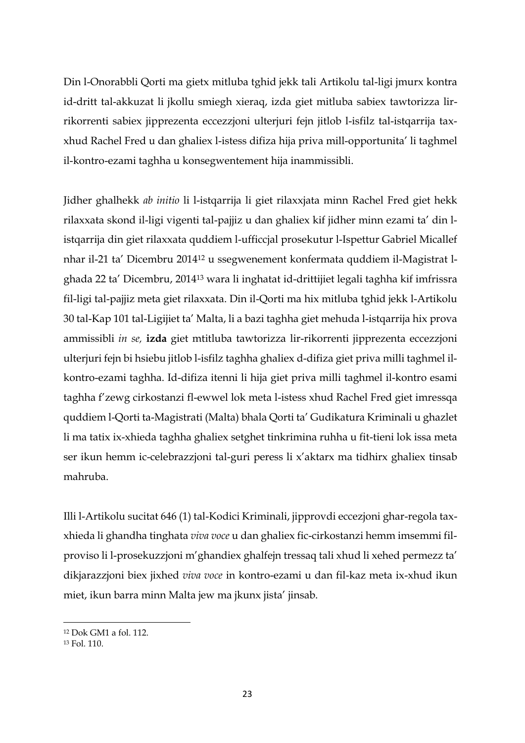Din l-Onorabbli Qorti ma gietx mitluba tghid jekk tali Artikolu tal-ligi jmurx kontra id-dritt tal-akkuzat li jkollu smiegh xieraq, izda giet mitluba sabiex tawtorizza lir-rikorrenti sabiex jipprezenta eccezzjoni ulterjuri fejn jitlob l-isfilz tal-istqarrija tax-xhud Rachel Fred u dan ghaliex l-istess difiza hija priva mill-opportunita' li taghmel il-kontro-ezami taghha u konsegwentement hija inammissibli.

Jidher ghalhekk *ab initio* li l-istqarrija li giet rilaxxjata minn Rachel Fred giet hekk rilaxxata skond il-ligi vigenti tal-pajjiz u dan ghaliex kif jidher minn ezami ta' din l-istqarrija din giet rilaxxata quddiem l-ufficcjal prosekutur l-Ispettur Gabriel Micallef nhar il-21 ta' Dicembru 2014[12] u ssegwenement konfermata quddiem il-Magistrat l-ghada 22 ta' Dicembru, 2014[13] wara li inghatat id-drittijiet legali taghha kif imfrissra fil-ligi tal-pajjiz meta giet rilaxxata. Din il-Qorti ma hix mitluba tghid jekk l-Artikolu 30 tal-Kap 101 tal-Ligijiet ta' Malta, li a bazi taghha giet mehuda l-istqarrija hix prova ammissibli *in se,* **izda** giet mtitluba tawtorizza lir-rikorrenti jipprezenta eccezzjoni ulterjuri fejn bi hsiebu jitlob l-isfilz taghha ghaliex d-difiza giet priva milli taghmel il-kontro-ezami taghha. Id-difiza itenni li hija giet priva milli taghmel il-kontro esami taghha f'zewg cirkostanzi fl-ewwel lok meta l-istess xhud Rachel Fred giet imressqa quddiem l-Qorti ta-Magistrati (Malta) bhala Qorti ta' Gudikatura Kriminali u ghazlet li ma tatix ix-xhieda taghha ghaliex setghet tinkrimina ruhha u fit-tieni lok issa meta ser ikun hemm ic-celebrazzjoni tal-guri peress li x'aktarx ma tidhirx ghaliex tinsab mahruba.

Illi l-Artikolu sucitat 646 (1) tal-Kodici Kriminali, jipprovdi eccezjoni ghar-regola tax-xhieda li ghandha tinghata *viva voce* u dan ghaliex fic-cirkostanzi hemm imsemmi fil-proviso li l-prosekuzzjoni m'ghandiex ghalfejn tressaq tali xhud li xehed permezz ta' dikjarazzjoni biex jixhed *viva voce* in kontro-ezami u dan fil-kaz meta ix-xhud ikun miet, ikun barra minn Malta jew ma jkunx jista' jinsab.

---

[12] Dok GM1 a fol. 112.

[13] Fol. 110.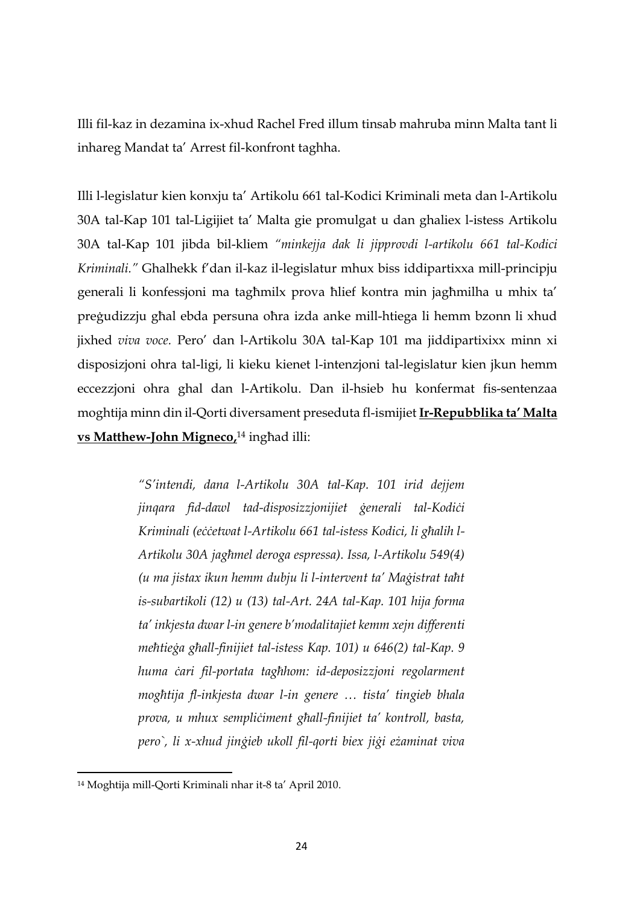Illi fil-kaz in dezamina ix-xhud Rachel Fred illum tinsab mahruba minn Malta tant li inhareg Mandat ta' Arrest fil-konfront taghha.

Illi l-legislatur kien konxju ta' Artikolu 661 tal-Kodici Kriminali meta dan l-Artikolu 30A tal-Kap 101 tal-Ligijiet ta' Malta gie promulgat u dan ghaliex l-istess Artikolu 30A tal-Kap 101 jibda bil-kliem *"minkejja dak li jipprovdi l-artikolu 661 tal-Kodici Kriminali."* Ghalhekk f'dan il-kaz il-legislatur mhux biss iddipartixxa mill-principju generali li konfessjoni ma tagħmilx prova ħlief kontra min jagħmilha u mhix ta' preġudizzju għal ebda persuna oħra izda anke mill-htiega li hemm bzonn li xhud jixhed *viva voce.* Pero' dan l-Artikolu 30A tal-Kap 101 ma jiddipartixixx minn xi disposizjoni ohra tal-ligi, li kieku kienet l-intenzjoni tal-legislatur kien jkun hemm eccezzjoni ohra ghal dan l-Artikolu. Dan il-hsieb hu konfermat fis-sentenzaa moghtija minn din il-Qorti diversament preseduta fl-ismijiet **<u>Ir-Repubblika ta' Malta vs Matthew-John Migneco,</u>**[14] ingħad illi:

> *"S'intendi, dana l-Artikolu 30A tal-Kap. 101 irid dejjem jinqara fid-dawl tad-disposizzjonijiet ġenerali tal-Kodiċi Kriminali (eċċetwat l-Artikolu 661 tal-istess Kodici, li għalih l-Artikolu 30A jagħmel deroga espressa). Issa, l-Artikolu 549(4) (u ma jistax ikun hemm dubju li l-intervent ta' Maġistrat taħt is-subartikoli (12) u (13) tal-Art. 24A tal-Kap. 101 hija forma ta' inkjesta dwar l-in genere b'modalitajiet kemm xejn differenti meħtieġa għall-finijiet tal-istess Kap. 101) u 646(2) tal-Kap. 9 huma ċari fil-portata tagħhom: id-deposizzjoni regolarment mogħtija fl-inkjesta dwar l-in genere … tista' tingieb bhala prova, u mhux sempliċiment għall-finijiet ta' kontroll, basta, pero`, li x-xhud jinġieb ukoll fil-qorti biex jiġi eżaminat viva*

[14] Moghtija mill-Qorti Kriminali nhar it-8 ta' April 2010.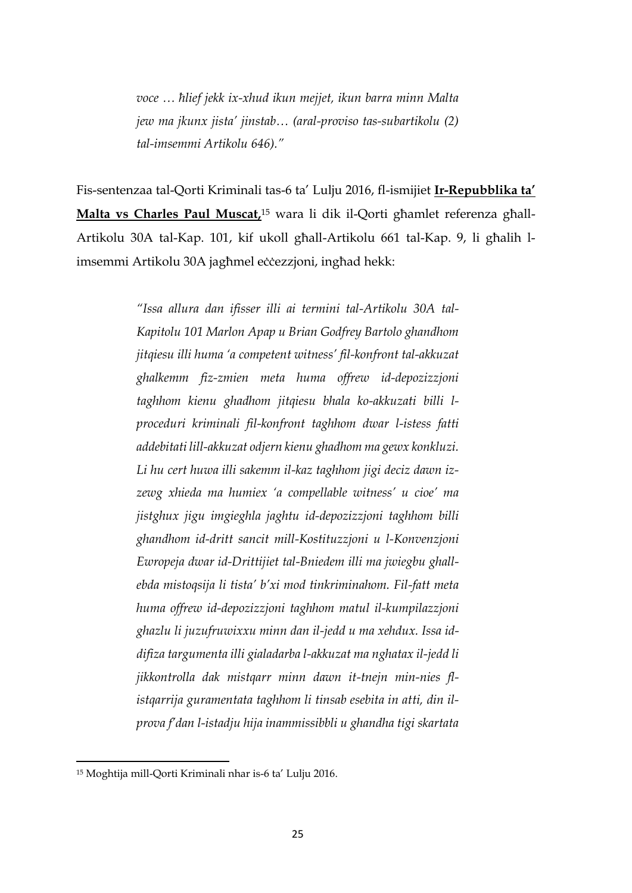> *voce … ħlief jekk ix-xhud ikun mejjet, ikun barra minn Malta jew ma jkunx jista' jinstab… (aral-proviso tas-subartikolu (2) tal-imsemmi Artikolu 646)."*

Fis-sentenzaa tal-Qorti Kriminali tas-6 ta' Lulju 2016, fl-ismijiet **Ir-Repubblika ta' Malta vs Charles Paul Muscat,**[15] wara li dik il-Qorti għamlet referenza għall-Artikolu 30A tal-Kap. 101, kif ukoll għall-Artikolu 661 tal-Kap. 9, li għalih l-imsemmi Artikolu 30A jagħmel eċċezzjoni, ingħad hekk:

> *"Issa allura dan ifisser illi ai termini tal-Artikolu 30A tal-Kapitolu 101 Marlon Apap u Brian Godfrey Bartolo ghandhom jitqiesu illi huma 'a competent witness' fil-konfront tal-akkuzat ghalkemm fiz-zmien meta huma offrew id-depozizzjoni taghhom kienu ghadhom jitqiesu bhala ko-akkuzati billi l-proceduri kriminali fil-konfront taghhom dwar l-istess fatti addebitati lill-akkuzat odjern kienu ghadhom ma gewx konkluzi. Li hu cert huwa illi sakemm il-kaz taghhom jigi deciz dawn iz-zewg xhieda ma humiex 'a compellable witness' u cioe' ma jistghux jigu imgieghla jaghtu id-depozizzjoni taghhom billi ghandhom id-dritt sancit mill-Kostituzzjoni u l-Konvenzjoni Ewropeja dwar id-Drittijiet tal-Bniedem illi ma jwiegbu ghall-ebda mistoqsija li tista' b'xi mod tinkriminahom. Fil-fatt meta huma offrew id-depozizzjoni taghhom matul il-kumpilazzjoni ghazlu li juzufruwixxu minn dan il-jedd u ma xehdux. Issa id-difiza targumenta illi gialadarba l-akkuzat ma nghatax il-jedd li jikkontrolla dak mistqarr minn dawn it-tnejn min-nies fl-istqarrija guramentata taghhom li tinsab esebita in atti, din il-prova f'dan l-istadju hija inammissibbli u ghandha tigi skartata*

[15] Mogħtija mill-Qorti Kriminali nhar is-6 ta' Lulju 2016.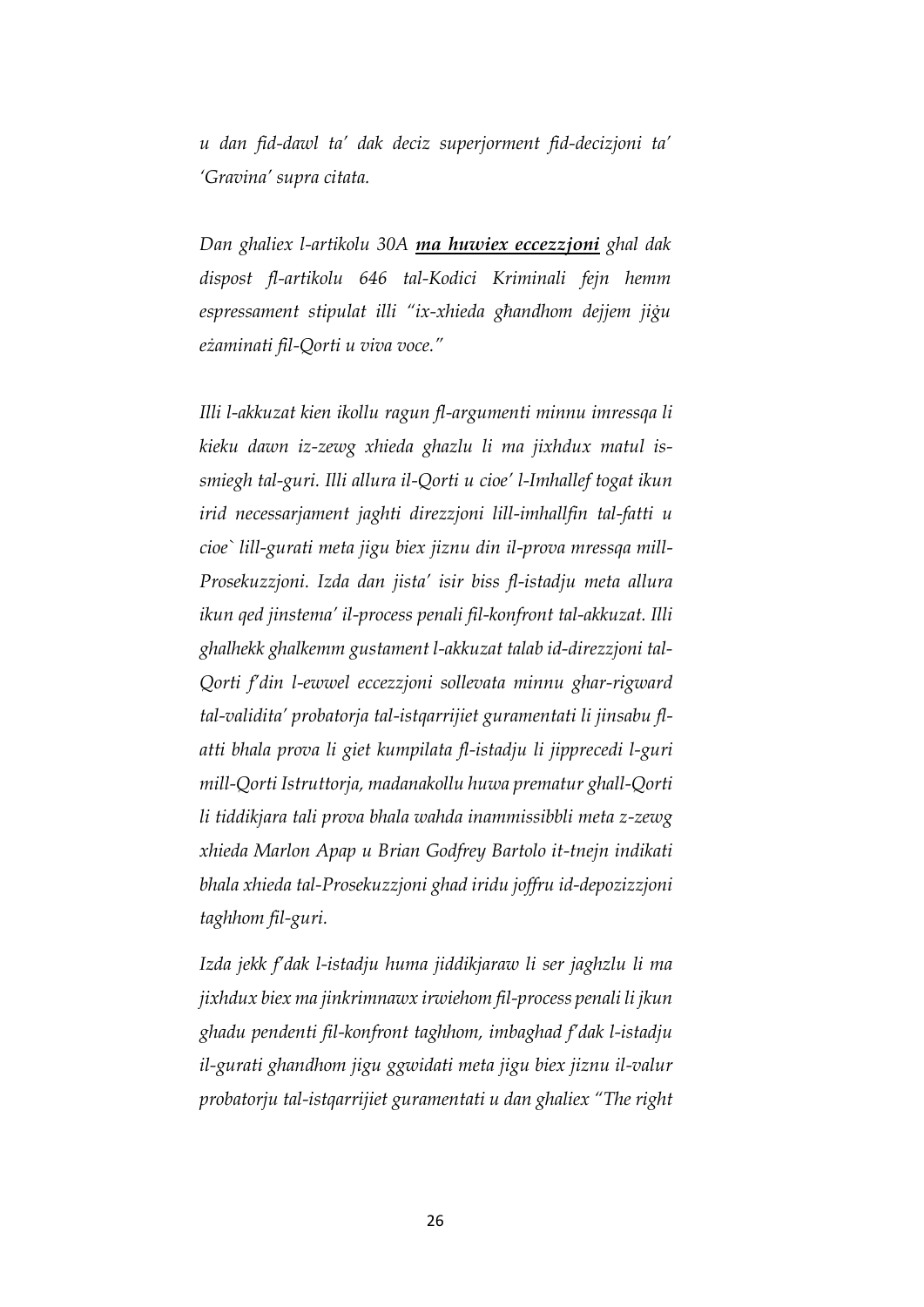*u dan fid-dawl ta' dak deciz superjorment fid-decizjoni ta' 'Gravina' supra citata.*

*Dan għaliex l-artikolu 30A **ma huwiex eccezzjoni** għal dak dispost fl-artikolu 646 tal-Kodici Kriminali fejn hemm espressament stipulat illi "ix-xhieda għandhom dejjem jiġu eżaminati fil-Qorti u viva voce."*

*Illi l-akkuzat kien ikollu ragun fl-argumenti minnu imressqa li kieku dawn iz-zewg xhieda għazlu li ma jixhdux matul is-smiegh tal-guri. Illi allura il-Qorti u cioe' l-Imhallef togat ikun irid necessarjament jagħti direzzjoni lill-imhallfin tal-fatti u cioe` lill-gurati meta jigu biex jiznu din il-prova mressqa mill-Prosekuzzjoni. Izda dan jista' isir biss fl-istadju meta allura ikun qed jinstema' il-process penali fil-konfront tal-akkuzat. Illi għalhekk għalkemm gustament l-akkuzat talab id-direzzjoni tal-Qorti f'din l-ewwel eccezzjoni sollevata minnu għar-rigward tal-validita' probatorja tal-istqarrijiet guramentati li jinsabu fl-atti bħala prova li giet kumpilata fl-istadju li jipprecedi l-guri mill-Qorti Istruttorja, madanakollu huwa prematur għall-Qorti li tiddikjara tali prova bħala waħda inammissibbli meta z-zewg xhieda Marlon Apap u Brian Godfrey Bartolo it-tnejn indikati bħala xhieda tal-Prosekuzzjoni għad iridu joffru id-depozizzjoni tagħhom fil-guri.*

*Izda jekk f'dak l-istadju huma jiddikjaraw li ser jagħzlu li ma jixhdux biex ma jinkrimnawx irwiehom fil-process penali li jkun għadu pendenti fil-konfront tagħhom, imbagħad f'dak l-istadju il-gurati għandhom jigu ggwidati meta jigu biex jiznu il-valur probatorju tal-istqarrijiet guramentati u dan għaliex "The right*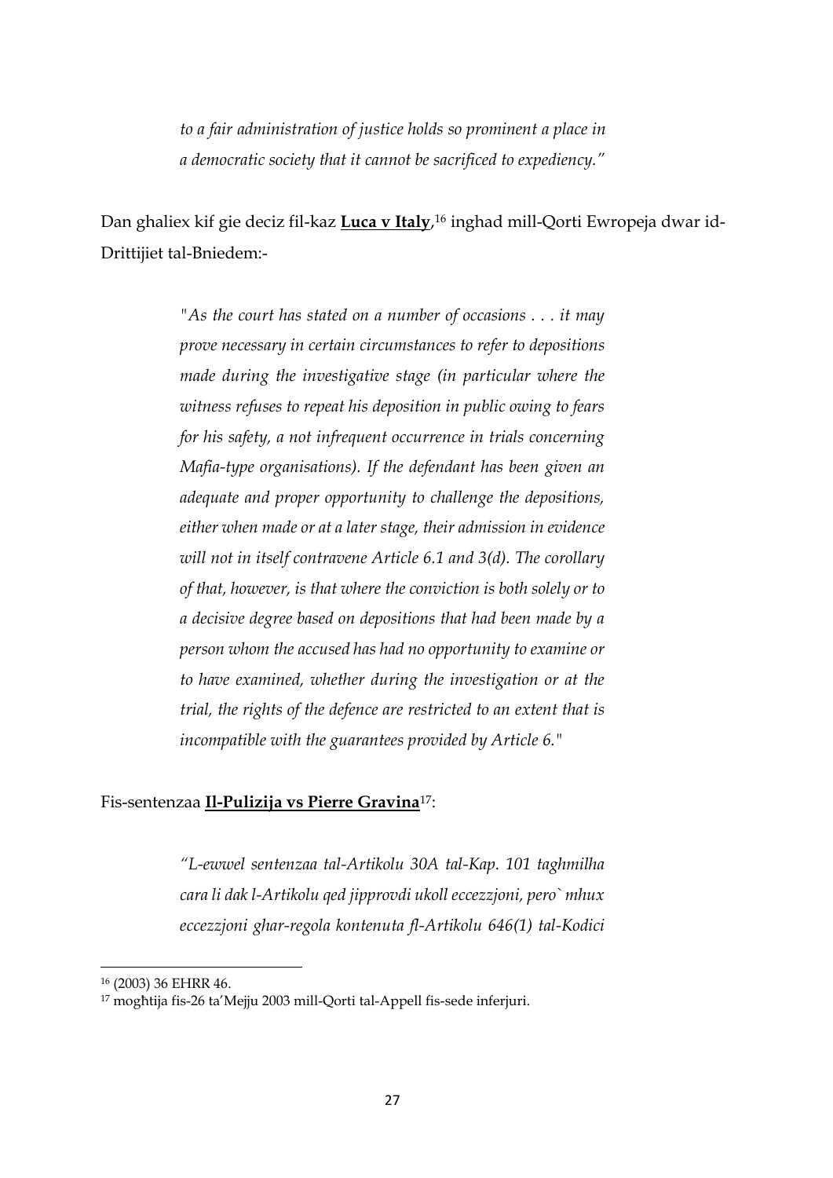*to a fair administration of justice holds so prominent a place in a democratic society that it cannot be sacrificed to expediency."*

Dan ghaliex kif gie deciz fil-kaz **Luca v Italy**,[16] inghad mill-Qorti Ewropeja dwar id-Drittijiet tal-Bniedem:-

> *"As the court has stated on a number of occasions . . . it may prove necessary in certain circumstances to refer to depositions made during the investigative stage (in particular where the witness refuses to repeat his deposition in public owing to fears for his safety, a not infrequent occurrence in trials concerning Mafia-type organisations). If the defendant has been given an adequate and proper opportunity to challenge the depositions, either when made or at a later stage, their admission in evidence will not in itself contravene Article 6.1 and 3(d). The corollary of that, however, is that where the conviction is both solely or to a decisive degree based on depositions that had been made by a person whom the accused has had no opportunity to examine or to have examined, whether during the investigation or at the trial, the rights of the defence are restricted to an extent that is incompatible with the guarantees provided by Article 6."*

Fis-sentenzaa **Il-Pulizija vs Pierre Gravina**[17]:

> *"L-ewwel sentenzaa tal-Artikolu 30A tal-Kap. 101 taghmilha cara li dak l-Artikolu qed jipprovdi ukoll eccezzjoni, pero` mhux eccezzjoni ghar-regola kontenuta fl-Artikolu 646(1) tal-Kodici*

[16] (2003) 36 EHRR 46.

[17] mogħtija fis-26 ta'Mejju 2003 mill-Qorti tal-Appell fis-sede inferjuri.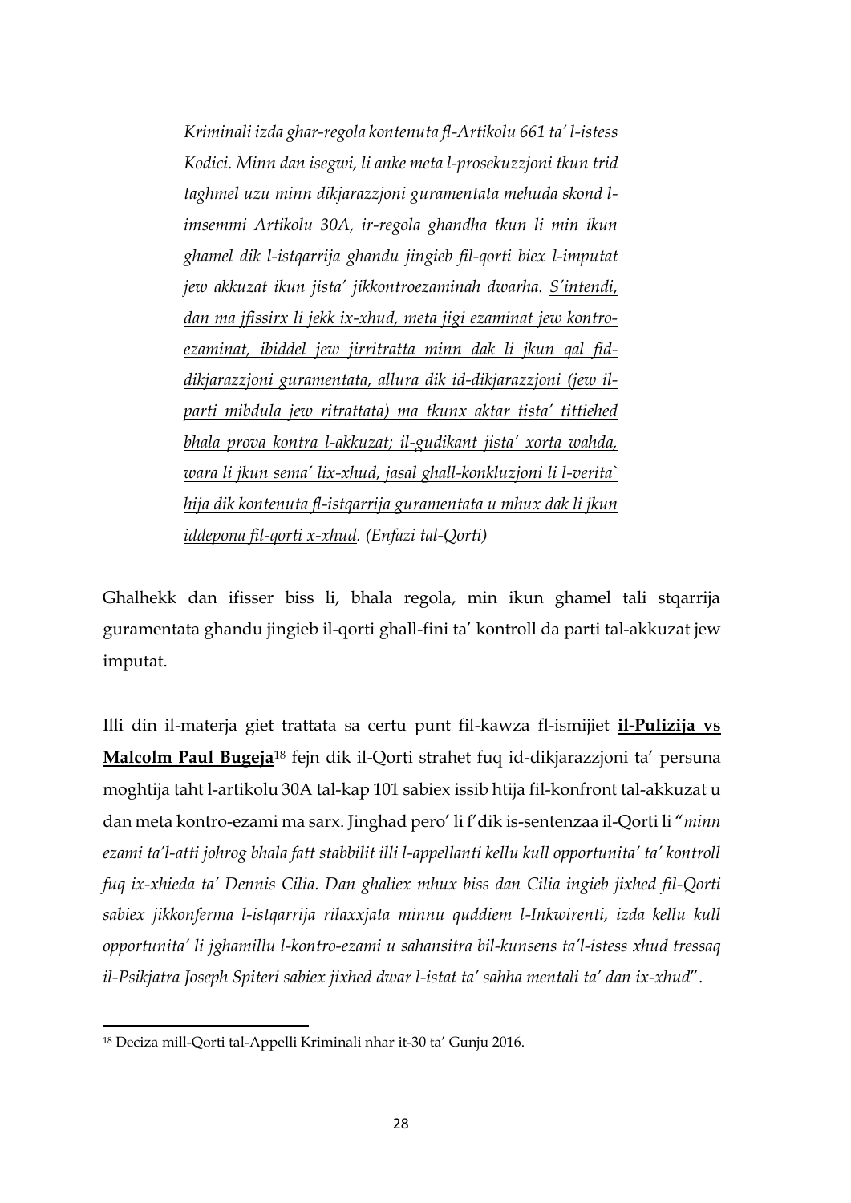> *Kriminali izda ghar-regola kontenuta fl-Artikolu 661 ta' l-istess Kodici. Minn dan isegwi, li anke meta l-prosekuzzjoni tkun trid taghmel uzu minn dikjarazzjoni guramentata mehuda skond l-imsemmi Artikolu 30A, ir-regola ghandha tkun li min ikun ghamel dik l-istqarrija ghandu jingieb fil-qorti biex l-imputat jew akkuzat ikun jista' jikkontroezaminah dwarha. <u>S'intendi, dan ma jfissirx li jekk ix-xhud, meta jigi ezaminat jew kontro-ezaminat, ibiddel jew jirritratta minn dak li jkun qal fid-dikjarazzjoni guramentata, allura dik id-dikjarazzjoni (jew il-parti mibdula jew ritrattata) ma tkunx aktar tista' tittiehed bhala prova kontra l-akkuzat; il-gudikant jista' xorta wahda, wara li jkun sema' lix-xhud, jasal ghall-konkluzjoni li l-verita` hija dik kontenuta fl-istqarrija guramentata u mhux dak li jkun iddepona fil-qorti x-xhud</u>. (Enfazi tal-Qorti)*

Ghalhekk dan ifisser biss li, bhala regola, min ikun ghamel tali stqarrija guramentata ghandu jingieb il-qorti ghall-fini ta' kontroll da parti tal-akkuzat jew imputat.

Illi din il-materja giet trattata sa certu punt fil-kawza fl-ismijiet **<u>il-Pulizija vs Malcolm Paul Bugeja</u>**[18] fejn dik il-Qorti strahet fuq id-dikjarazzjoni ta' persuna moghtija taht l-artikolu 30A tal-kap 101 sabiex issib htija fil-konfront tal-akkuzat u dan meta kontro-ezami ma sarx. Jinghad pero' li f'dik is-sentenzaa il-Qorti li "*minn ezami ta'l-atti johrog bhala fatt stabbilit illi l-appellanti kellu kull opportunita' ta' kontroll fuq ix-xhieda ta' Dennis Cilia. Dan ghaliex mhux biss dan Cilia ingieb jixhed fil-Qorti sabiex jikkonferma l-istqarrija rilaxxjata minnu quddiem l-Inkwirenti, izda kellu kull opportunita' li jghamillu l-kontro-ezami u sahansitra bil-kunsens ta'l-istess xhud tressaq il-Psikjatra Joseph Spiteri sabiex jixhed dwar l-istat ta' sahha mentali ta' dan ix-xhud*".

[18] Deciza mill-Qorti tal-Appelli Kriminali nhar it-30 ta' Gunju 2016.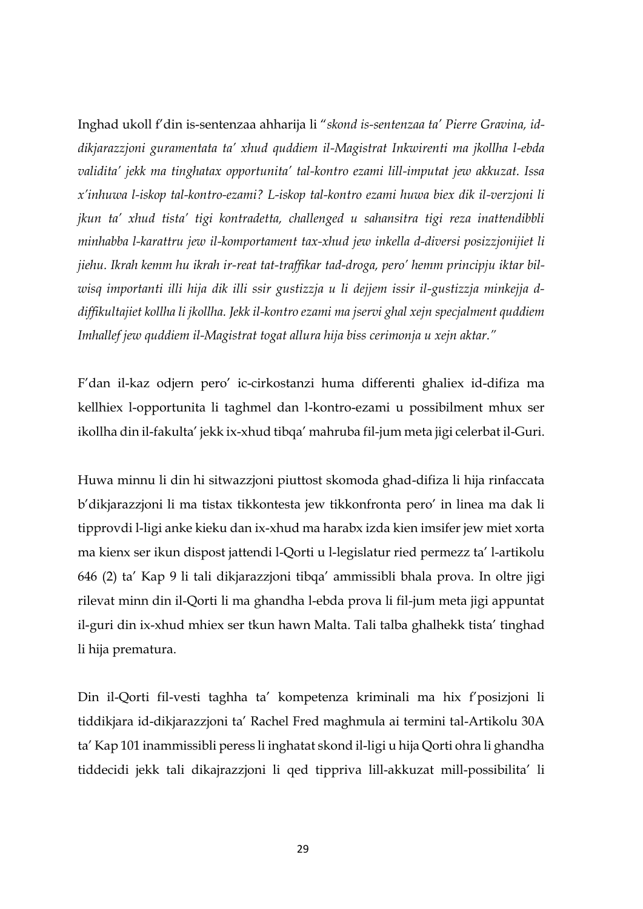Inghad ukoll f'din is-sentenzaa ahharija li "*skond is-sentenzaa ta' Pierre Gravina, id-dikjarazzjoni guramentata ta' xhud quddiem il-Magistrat Inkwirenti ma jkollha l-ebda validita' jekk ma tinghatax opportunita' tal-kontro ezami lill-imputat jew akkuzat. Issa x'inhuwa l-iskop tal-kontro-ezami? L-iskop tal-kontro ezami huwa biex dik il-verzjoni li jkun ta' xhud tista' tigi kontradetta, challenged u sahansitra tigi reza inattendibbli minhabba l-karattru jew il-komportament tax-xhud jew inkella d-diversi posizzjonijiet li jiehu. Ikrah kemm hu ikrah ir-reat tat-traffikar tad-droga, pero' hemm principju iktar bil-wisq importanti illi hija dik illi ssir gustizzja u li dejjem issir il-gustizzja minkejja d-diffikultajiet kollha li jkollha. Jekk il-kontro ezami ma jservi ghal xejn specjalment quddiem Imhallef jew quddiem il-Magistrat togat allura hija biss cerimonja u xejn aktar.*"

F'dan il-kaz odjern pero' ic-cirkostanzi huma differenti ghaliex id-difiza ma kellhiex l-opportunita li taghmel dan l-kontro-ezami u possibilment mhux ser ikollha din il-fakulta' jekk ix-xhud tibqa' mahruba fil-jum meta jigi celerbat il-Guri.

Huwa minnu li din hi sitwazzjoni piuttost skomoda ghad-difiza li hija rinfaccata b'dikjarazzjoni li ma tistax tikkontesta jew tikkonfronta pero' in linea ma dak li tipprovdi l-ligi anke kieku dan ix-xhud ma harabx izda kien imsifer jew miet xorta ma kienx ser ikun dispost jattendi l-Qorti u l-legislatur ried permezz ta' l-artikolu 646 (2) ta' Kap 9 li tali dikjarazzjoni tibqa' ammissibli bhala prova. In oltre jigi rilevat minn din il-Qorti li ma ghandha l-ebda prova li fil-jum meta jigi appuntat il-guri din ix-xhud mhiex ser tkun hawn Malta. Tali talba ghalhekk tista' tinghad li hija prematura.

Din il-Qorti fil-vesti taghha ta' kompetenza kriminali ma hix f'posizjoni li tiddikjara id-dikjarazzjoni ta' Rachel Fred maghmula ai termini tal-Artikolu 30A ta' Kap 101 inammissibli peress li inghatat skond il-ligi u hija Qorti ohra li ghandha tiddecidi jekk tali dikajrazzjoni li qed tippriva lill-akkuzat mill-possibilita' li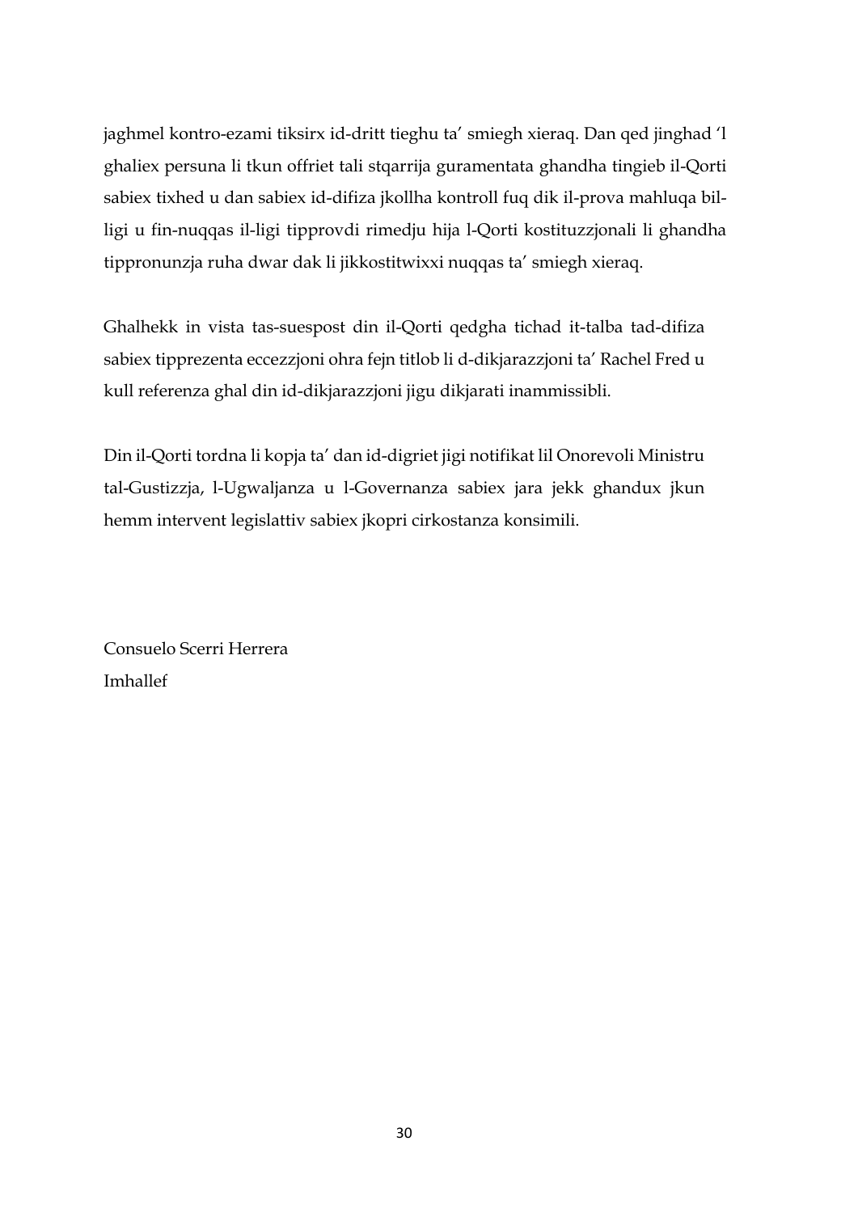jaghmel kontro-ezami tiksirx id-dritt tieghu ta' smiegh xieraq. Dan qed jinghad 'l ghaliex persuna li tkun offriet tali stqarrija guramentata ghandha tingieb il-Qorti sabiex tixhed u dan sabiex id-difiza jkollha kontroll fuq dik il-prova mahluqa bil-ligi u fin-nuqqas il-ligi tipprovdi rimedju hija l-Qorti kostituzzjonali li ghandha tippronunzja ruha dwar dak li jikkostitwixxi nuqqas ta' smiegh xieraq.

Ghalhekk in vista tas-suespost din il-Qorti qedgha tichad it-talba tad-difiza sabiex tipprezenta eccezzjoni ohra fejn titlob li d-dikjarazzjoni ta' Rachel Fred u kull referenza ghal din id-dikjarazzjoni jigu dikjarati inammissibli.

Din il-Qorti tordna li kopja ta' dan id-digriet jigi notifikat lil Onorevoli Ministru tal-Gustizzja, l-Ugwaljanza u l-Governanza sabiex jara jekk ghandux jkun hemm intervent legislattiv sabiex jkopri cirkostanza konsimili.

Consuelo Scerri Herrera
Imhallef